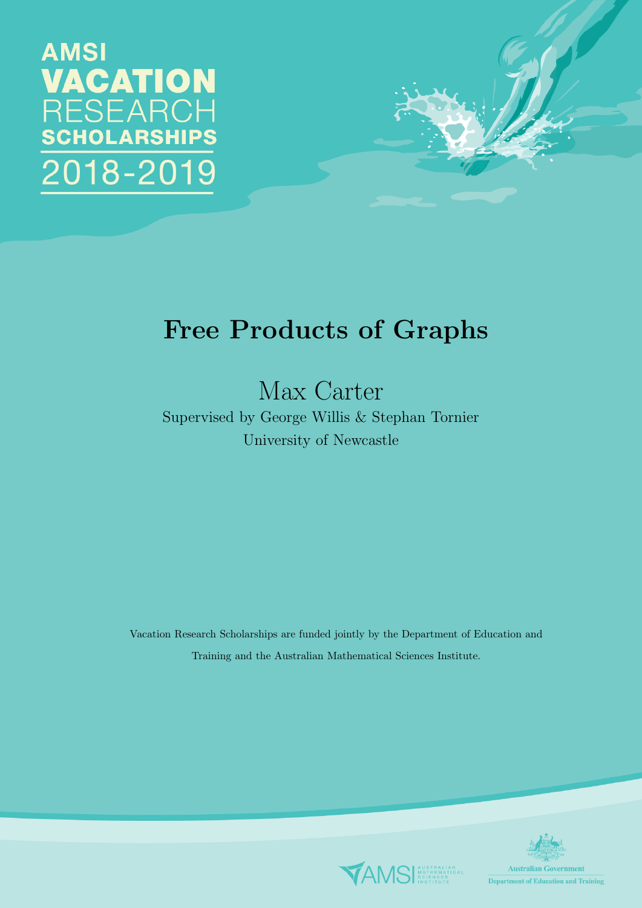AMSI
VACATION
RESEARCH
SCHOLARSHIPS
2018-2019

# Free Products of Graphs

Max Carter

Supervised by George Willis & Stephan Tornier

University of Newcastle

Vacation Research Scholarships are funded jointly by the Department of Education and Training and the Australian Mathematical Sciences Institute.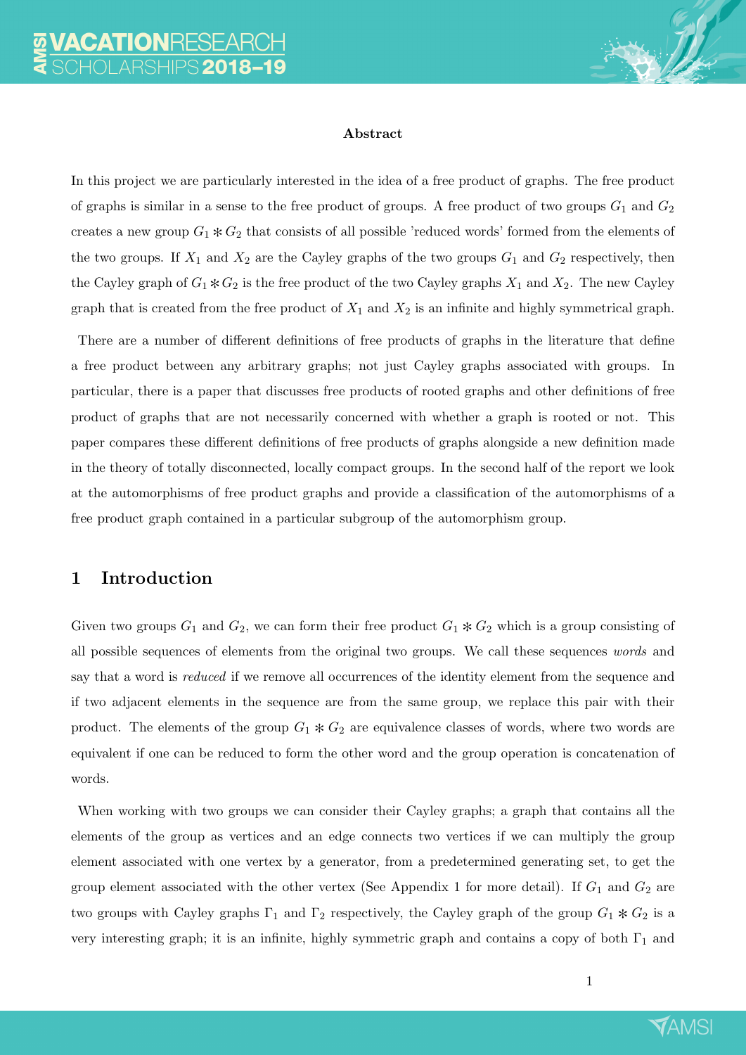**Abstract**

In this project we are particularly interested in the idea of a free product of graphs. The free product of graphs is similar in a sense to the free product of groups. A free product of two groups $G_1$ and $G_2$ creates a new group $G_1 * G_2$ that consists of all possible 'reduced words' formed from the elements of the two groups. If $X_1$ and $X_2$ are the Cayley graphs of the two groups $G_1$ and $G_2$ respectively, then the Cayley graph of $G_1 * G_2$ is the free product of the two Cayley graphs $X_1$ and $X_2$. The new Cayley graph that is created from the free product of $X_1$ and $X_2$ is an infinite and highly symmetrical graph.

There are a number of different definitions of free products of graphs in the literature that define a free product between any arbitrary graphs; not just Cayley graphs associated with groups. In particular, there is a paper that discusses free products of rooted graphs and other definitions of free product of graphs that are not necessarily concerned with whether a graph is rooted or not. This paper compares these different definitions of free products of graphs alongside a new definition made in the theory of totally disconnected, locally compact groups. In the second half of the report we look at the automorphisms of free product graphs and provide a classification of the automorphisms of a free product graph contained in a particular subgroup of the automorphism group.

## 1 Introduction

Given two groups $G_1$ and $G_2$, we can form their free product $G_1 * G_2$ which is a group consisting of all possible sequences of elements from the original two groups. We call these sequences *words* and say that a word is *reduced* if we remove all occurrences of the identity element from the sequence and if two adjacent elements in the sequence are from the same group, we replace this pair with their product. The elements of the group $G_1 * G_2$ are equivalence classes of words, where two words are equivalent if one can be reduced to form the other word and the group operation is concatenation of words.

When working with two groups we can consider their Cayley graphs; a graph that contains all the elements of the group as vertices and an edge connects two vertices if we can multiply the group element associated with one vertex by a generator, from a predetermined generating set, to get the group element associated with the other vertex (See Appendix 1 for more detail). If $G_1$ and $G_2$ are two groups with Cayley graphs $\Gamma_1$ and $\Gamma_2$ respectively, the Cayley graph of the group $G_1 * G_2$ is a very interesting graph; it is an infinite, highly symmetric graph and contains a copy of both $\Gamma_1$ and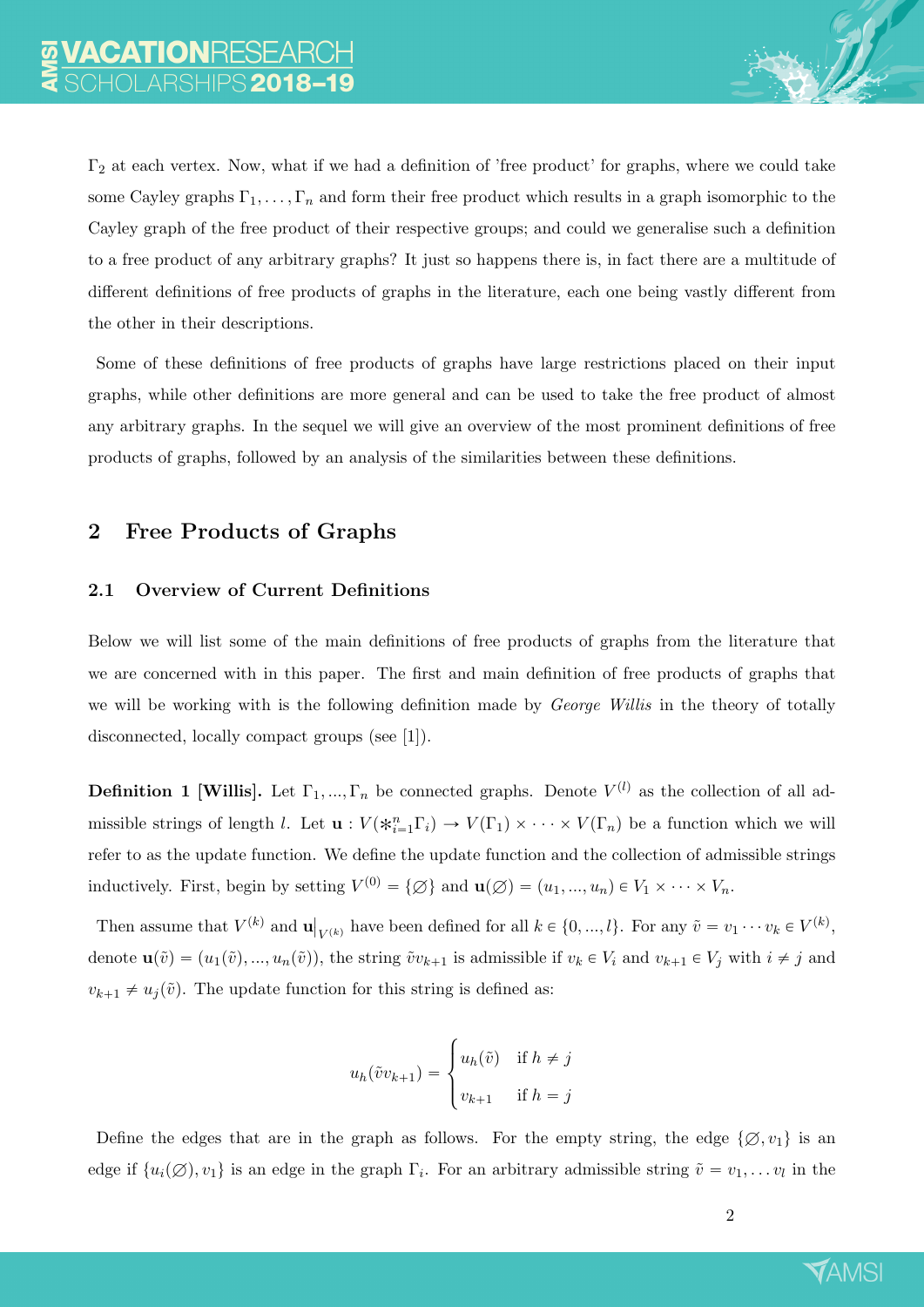$\Gamma_2$ at each vertex. Now, what if we had a definition of 'free product' for graphs, where we could take some Cayley graphs $\Gamma_1, \ldots, \Gamma_n$ and form their free product which results in a graph isomorphic to the Cayley graph of the free product of their respective groups; and could we generalise such a definition to a free product of any arbitrary graphs? It just so happens there is, in fact there are a multitude of different definitions of free products of graphs in the literature, each one being vastly different from the other in their descriptions.

Some of these definitions of free products of graphs have large restrictions placed on their input graphs, while other definitions are more general and can be used to take the free product of almost any arbitrary graphs. In the sequel we will give an overview of the most prominent definitions of free products of graphs, followed by an analysis of the similarities between these definitions.

## 2 Free Products of Graphs

### 2.1 Overview of Current Definitions

Below we will list some of the main definitions of free products of graphs from the literature that we are concerned with in this paper. The first and main definition of free products of graphs that we will be working with is the following definition made by *George Willis* in the theory of totally disconnected, locally compact groups (see [1]).

**Definition 1 [Willis].** Let $\Gamma_1, ..., \Gamma_n$ be connected graphs. Denote $V^{(l)}$ as the collection of all admissible strings of length $l$. Let $\mathbf{u} : V(\ast_{i=1}^{n} \Gamma_i) \to V(\Gamma_1) \times \cdots \times V(\Gamma_n)$ be a function which we will refer to as the update function. We define the update function and the collection of admissible strings inductively. First, begin by setting $V^{(0)} = \{\varnothing\}$ and $\mathbf{u}(\varnothing) = (u_1, ..., u_n) \in V_1 \times \cdots \times V_n$.

Then assume that $V^{(k)}$ and $\mathbf{u}\big|_{V^{(k)}}$ have been defined for all $k \in \{0, ..., l\}$. For any $\tilde{v} = v_1 \cdots v_k \in V^{(k)}$, denote $\mathbf{u}(\tilde{v}) = (u_1(\tilde{v}), ..., u_n(\tilde{v}))$, the string $\tilde{v}v_{k+1}$ is admissible if $v_k \in V_i$ and $v_{k+1} \in V_j$ with $i \neq j$ and $v_{k+1} \neq u_j(\tilde{v})$. The update function for this string is defined as:

$$u_h(\tilde{v}v_{k+1}) = \begin{cases} u_h(\tilde{v}) & \text{if } h \neq j \\ v_{k+1} & \text{if } h = j \end{cases}$$

Define the edges that are in the graph as follows. For the empty string, the edge $\{\varnothing, v_1\}$ is an edge if $\{u_i(\varnothing), v_1\}$ is an edge in the graph $\Gamma_i$. For an arbitrary admissible string $\tilde{v} = v_1, \ldots v_l$ in the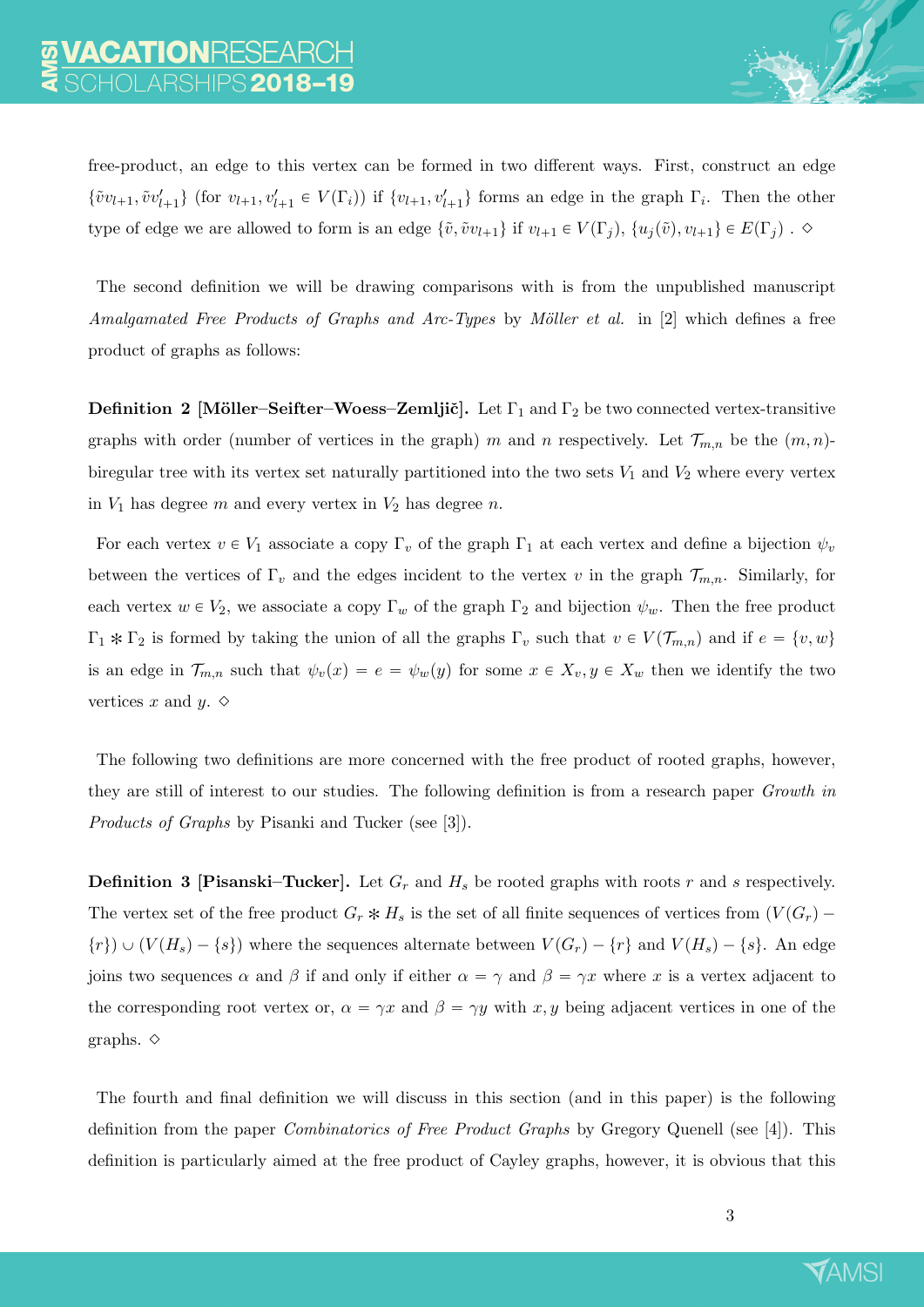free-product, an edge to this vertex can be formed in two different ways. First, construct an edge $\{\tilde{v}v_{l+1}, \tilde{v}v'_{l+1}\}$ (for $v_{l+1}, v'_{l+1} \in V(\Gamma_i)$) if $\{v_{l+1}, v'_{l+1}\}$ forms an edge in the graph $\Gamma_i$. Then the other type of edge we are allowed to form is an edge $\{\tilde{v}, \tilde{v}v_{l+1}\}$ if $v_{l+1} \in V(\Gamma_j)$, $\{u_j(\tilde{v}), v_{l+1}\} \in E(\Gamma_j)$ . $\diamond$

The second definition we will be drawing comparisons with is from the unpublished manuscript *Amalgamated Free Products of Graphs and Arc-Types* by *Möller et al.* in [2] which defines a free product of graphs as follows:

**Definition 2 [Möller–Seifter–Woess–Zemljič].** Let $\Gamma_1$ and $\Gamma_2$ be two connected vertex-transitive graphs with order (number of vertices in the graph) $m$ and $n$ respectively. Let $\mathcal{T}_{m,n}$ be the $(m, n)$-biregular tree with its vertex set naturally partitioned into the two sets $V_1$ and $V_2$ where every vertex in $V_1$ has degree $m$ and every vertex in $V_2$ has degree $n$.

For each vertex $v \in V_1$ associate a copy $\Gamma_v$ of the graph $\Gamma_1$ at each vertex and define a bijection $\psi_v$ between the vertices of $\Gamma_v$ and the edges incident to the vertex $v$ in the graph $\mathcal{T}_{m,n}$. Similarly, for each vertex $w \in V_2$, we associate a copy $\Gamma_w$ of the graph $\Gamma_2$ and bijection $\psi_w$. Then the free product $\Gamma_1 * \Gamma_2$ is formed by taking the union of all the graphs $\Gamma_v$ such that $v \in V(\mathcal{T}_{m,n})$ and if $e = \{v, w\}$ is an edge in $\mathcal{T}_{m,n}$ such that $\psi_v(x) = e = \psi_w(y)$ for some $x \in X_v, y \in X_w$ then we identify the two vertices $x$ and $y$. $\diamond$

The following two definitions are more concerned with the free product of rooted graphs, however, they are still of interest to our studies. The following definition is from a research paper *Growth in Products of Graphs* by Pisanki and Tucker (see [3]).

**Definition 3 [Pisanski–Tucker].** Let $G_r$ and $H_s$ be rooted graphs with roots $r$ and $s$ respectively. The vertex set of the free product $G_r * H_s$ is the set of all finite sequences of vertices from $(V(G_r) - \{r\}) \cup (V(H_s) - \{s\})$ where the sequences alternate between $V(G_r) - \{r\}$ and $V(H_s) - \{s\}$. An edge joins two sequences $\alpha$ and $\beta$ if and only if either $\alpha = \gamma$ and $\beta = \gamma x$ where $x$ is a vertex adjacent to the corresponding root vertex or, $\alpha = \gamma x$ and $\beta = \gamma y$ with $x, y$ being adjacent vertices in one of the graphs. $\diamond$

The fourth and final definition we will discuss in this section (and in this paper) is the following definition from the paper *Combinatorics of Free Product Graphs* by Gregory Quenell (see [4]). This definition is particularly aimed at the free product of Cayley graphs, however, it is obvious that this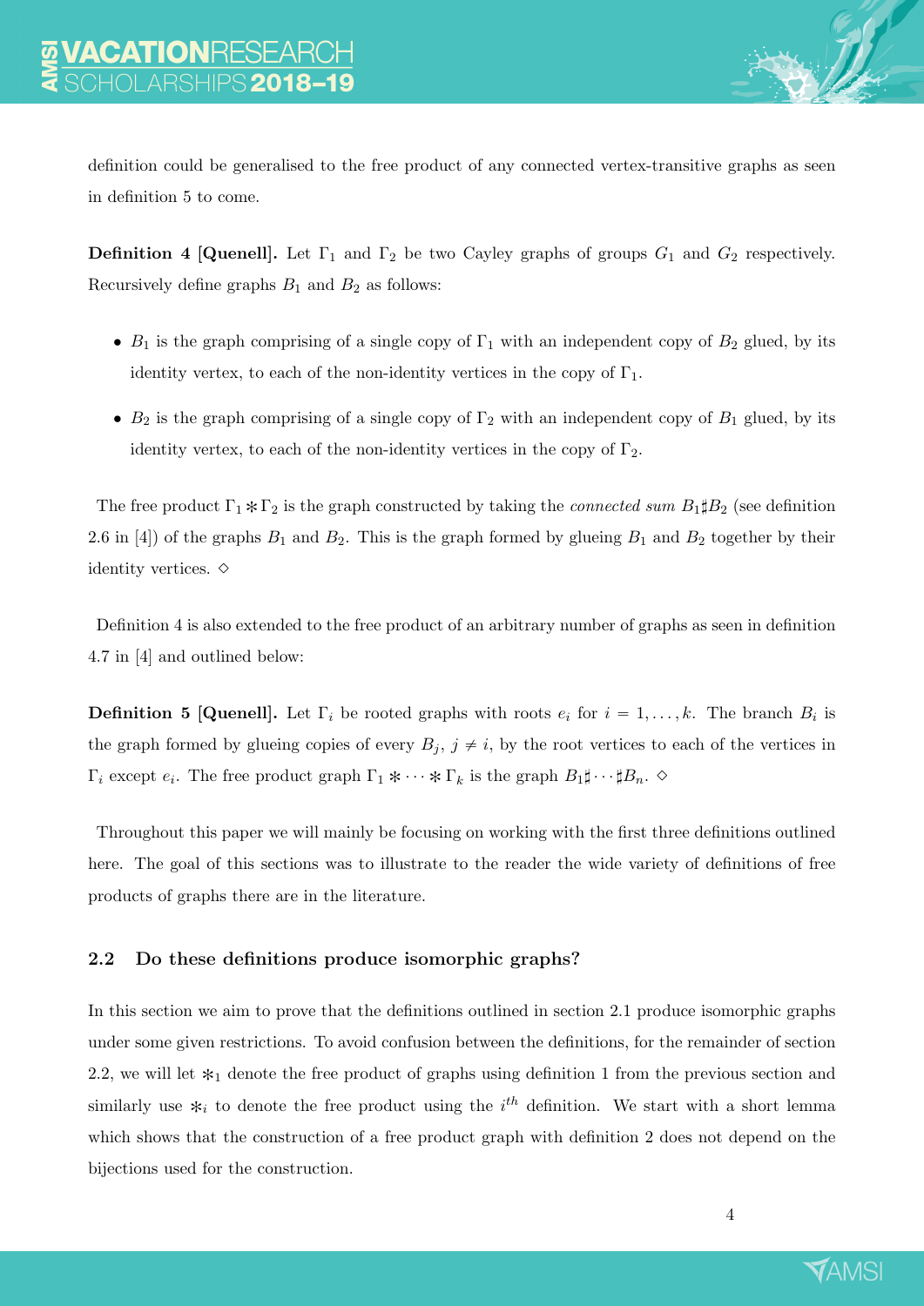definition could be generalised to the free product of any connected vertex-transitive graphs as seen in definition 5 to come.

**Definition 4 [Quenell].** Let $\Gamma_1$ and $\Gamma_2$ be two Cayley graphs of groups $G_1$ and $G_2$ respectively. Recursively define graphs $B_1$ and $B_2$ as follows:

- $B_1$ is the graph comprising of a single copy of $\Gamma_1$ with an independent copy of $B_2$ glued, by its identity vertex, to each of the non-identity vertices in the copy of $\Gamma_1$.
- $B_2$ is the graph comprising of a single copy of $\Gamma_2$ with an independent copy of $B_1$ glued, by its identity vertex, to each of the non-identity vertices in the copy of $\Gamma_2$.

The free product $\Gamma_1 \ast \Gamma_2$ is the graph constructed by taking the *connected sum* $B_1 \sharp B_2$ (see definition 2.6 in [4]) of the graphs $B_1$ and $B_2$. This is the graph formed by glueing $B_1$ and $B_2$ together by their identity vertices. $\diamond$

Definition 4 is also extended to the free product of an arbitrary number of graphs as seen in definition 4.7 in [4] and outlined below:

**Definition 5 [Quenell].** Let $\Gamma_i$ be rooted graphs with roots $e_i$ for $i = 1, \dots, k$. The branch $B_i$ is the graph formed by glueing copies of every $B_j$, $j \neq i$, by the root vertices to each of the vertices in $\Gamma_i$ except $e_i$. The free product graph $\Gamma_1 \ast \cdots \ast \Gamma_k$ is the graph $B_1 \sharp \cdots \sharp B_n$. $\diamond$

Throughout this paper we will mainly be focusing on working with the first three definitions outlined here. The goal of this sections was to illustrate to the reader the wide variety of definitions of free products of graphs there are in the literature.

### 2.2 Do these definitions produce isomorphic graphs?

In this section we aim to prove that the definitions outlined in section 2.1 produce isomorphic graphs under some given restrictions. To avoid confusion between the definitions, for the remainder of section 2.2, we will let $\ast_1$ denote the free product of graphs using definition 1 from the previous section and similarly use $\ast_i$ to denote the free product using the $i^{th}$ definition. We start with a short lemma which shows that the construction of a free product graph with definition 2 does not depend on the bijections used for the construction.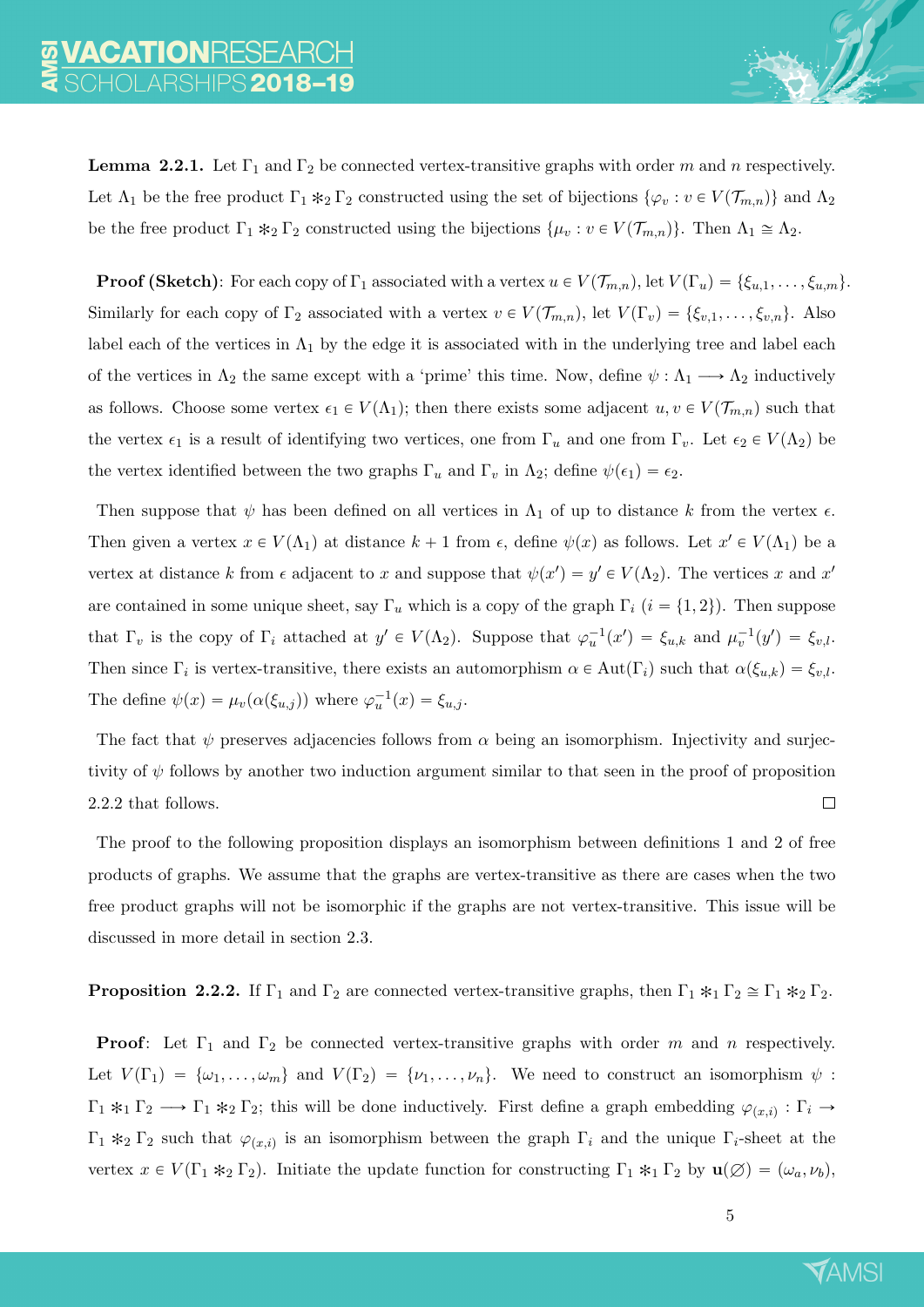**Lemma 2.2.1.** Let $\Gamma_1$ and $\Gamma_2$ be connected vertex-transitive graphs with order $m$ and $n$ respectively. Let $\Lambda_1$ be the free product $\Gamma_1 *_2 \Gamma_2$ constructed using the set of bijections $\{\varphi_v : v \in V(\mathcal{T}_{m,n})\}$ and $\Lambda_2$ be the free product $\Gamma_1 *_2 \Gamma_2$ constructed using the bijections $\{\mu_v : v \in V(\mathcal{T}_{m,n})\}$. Then $\Lambda_1 \cong \Lambda_2$.

**Proof (Sketch)**: For each copy of $\Gamma_1$ associated with a vertex $u \in V(\mathcal{T}_{m,n})$, let $V(\Gamma_u) = \{\xi_{u,1}, \ldots, \xi_{u,m}\}$. Similarly for each copy of $\Gamma_2$ associated with a vertex $v \in V(\mathcal{T}_{m,n})$, let $V(\Gamma_v) = \{\xi_{v,1}, \ldots, \xi_{v,n}\}$. Also label each of the vertices in $\Lambda_1$ by the edge it is associated with in the underlying tree and label each of the vertices in $\Lambda_2$ the same except with a 'prime' this time. Now, define $\psi : \Lambda_1 \longrightarrow \Lambda_2$ inductively as follows. Choose some vertex $\epsilon_1 \in V(\Lambda_1)$; then there exists some adjacent $u, v \in V(\mathcal{T}_{m,n})$ such that the vertex $\epsilon_1$ is a result of identifying two vertices, one from $\Gamma_u$ and one from $\Gamma_v$. Let $\epsilon_2 \in V(\Lambda_2)$ be the vertex identified between the two graphs $\Gamma_u$ and $\Gamma_v$ in $\Lambda_2$; define $\psi(\epsilon_1) = \epsilon_2$.

Then suppose that $\psi$ has been defined on all vertices in $\Lambda_1$ of up to distance $k$ from the vertex $\epsilon$. Then given a vertex $x \in V(\Lambda_1)$ at distance $k+1$ from $\epsilon$, define $\psi(x)$ as follows. Let $x' \in V(\Lambda_1)$ be a vertex at distance $k$ from $\epsilon$ adjacent to $x$ and suppose that $\psi(x') = y' \in V(\Lambda_2)$. The vertices $x$ and $x'$ are contained in some unique sheet, say $\Gamma_u$ which is a copy of the graph $\Gamma_i$ ($i = \{1, 2\}$). Then suppose that $\Gamma_v$ is the copy of $\Gamma_i$ attached at $y' \in V(\Lambda_2)$. Suppose that $\varphi_u^{-1}(x') = \xi_{u,k}$ and $\mu_v^{-1}(y') = \xi_{v,l}$. Then since $\Gamma_i$ is vertex-transitive, there exists an automorphism $\alpha \in \text{Aut}(\Gamma_i)$ such that $\alpha(\xi_{u,k}) = \xi_{v,l}$. The define $\psi(x) = \mu_v(\alpha(\xi_{u,j}))$ where $\varphi_u^{-1}(x) = \xi_{u,j}$.

The fact that $\psi$ preserves adjacencies follows from $\alpha$ being an isomorphism. Injectivity and surjectivity of $\psi$ follows by another two induction argument similar to that seen in the proof of proposition 2.2.2 that follows. $\square$

The proof to the following proposition displays an isomorphism between definitions 1 and 2 of free products of graphs. We assume that the graphs are vertex-transitive as there are cases when the two free product graphs will not be isomorphic if the graphs are not vertex-transitive. This issue will be discussed in more detail in section 2.3.

**Proposition 2.2.2.** If $\Gamma_1$ and $\Gamma_2$ are connected vertex-transitive graphs, then $\Gamma_1 *_1 \Gamma_2 \cong \Gamma_1 *_2 \Gamma_2$.

**Proof**: Let $\Gamma_1$ and $\Gamma_2$ be connected vertex-transitive graphs with order $m$ and $n$ respectively. Let $V(\Gamma_1) = \{\omega_1, \ldots, \omega_m\}$ and $V(\Gamma_2) = \{\nu_1, \ldots, \nu_n\}$. We need to construct an isomorphism $\psi : \Gamma_1 *_1 \Gamma_2 \longrightarrow \Gamma_1 *_2 \Gamma_2$; this will be done inductively. First define a graph embedding $\varphi_{(x,i)} : \Gamma_i \to \Gamma_1 *_2 \Gamma_2$ such that $\varphi_{(x,i)}$ is an isomorphism between the graph $\Gamma_i$ and the unique $\Gamma_i$-sheet at the vertex $x \in V(\Gamma_1 *_2 \Gamma_2)$. Initiate the update function for constructing $\Gamma_1 *_1 \Gamma_2$ by $\mathbf{u}(\varnothing) = (\omega_a, \nu_b)$,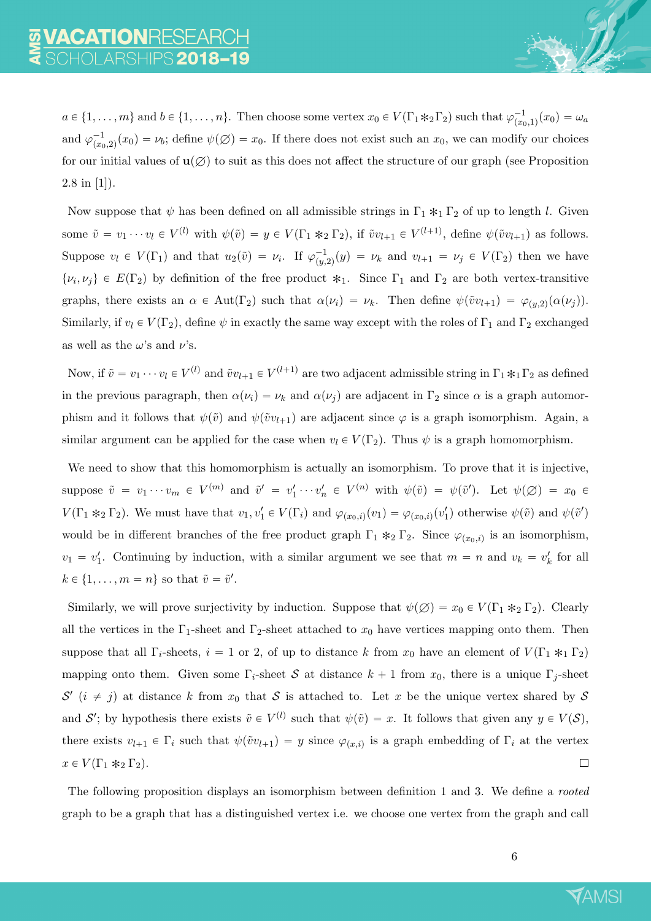$a \in \{1, \ldots, m\}$ and $b \in \{1, \ldots, n\}$. Then choose some vertex $x_0 \in V(\Gamma_1 *_2 \Gamma_2)$ such that $\varphi^{-1}_{(x_0,1)}(x_0) = \omega_a$ and $\varphi^{-1}_{(x_0,2)}(x_0) = \nu_b$; define $\psi(\varnothing) = x_0$. If there does not exist such an $x_0$, we can modify our choices for our initial values of $\mathbf{u}(\varnothing)$ to suit as this does not affect the structure of our graph (see Proposition 2.8 in [1]).

Now suppose that $\psi$ has been defined on all admissible strings in $\Gamma_1 *_1 \Gamma_2$ of up to length $l$. Given some $\tilde{v} = v_1 \cdots v_l \in V^{(l)}$ with $\psi(\tilde{v}) = y \in V(\Gamma_1 *_2 \Gamma_2)$, if $\tilde{v}v_{l+1} \in V^{(l+1)}$, define $\psi(\tilde{v}v_{l+1})$ as follows. Suppose $v_l \in V(\Gamma_1)$ and that $u_2(\tilde{v}) = \nu_i$. If $\varphi^{-1}_{(y,2)}(y) = \nu_k$ and $v_{l+1} = \nu_j \in V(\Gamma_2)$ then we have $\{\nu_i, \nu_j\} \in E(\Gamma_2)$ by definition of the free product $*_1$. Since $\Gamma_1$ and $\Gamma_2$ are both vertex-transitive graphs, there exists an $\alpha \in \mathrm{Aut}(\Gamma_2)$ such that $\alpha(\nu_i) = \nu_k$. Then define $\psi(\tilde{v}v_{l+1}) = \varphi_{(y,2)}(\alpha(\nu_j))$. Similarly, if $v_l \in V(\Gamma_2)$, define $\psi$ in exactly the same way except with the roles of $\Gamma_1$ and $\Gamma_2$ exchanged as well as the $\omega$'s and $\nu$'s.

Now, if $\tilde{v} = v_1 \cdots v_l \in V^{(l)}$ and $\tilde{v}v_{l+1} \in V^{(l+1)}$ are two adjacent admissible string in $\Gamma_1 *_1 \Gamma_2$ as defined in the previous paragraph, then $\alpha(\nu_i) = \nu_k$ and $\alpha(\nu_j)$ are adjacent in $\Gamma_2$ since $\alpha$ is a graph automorphism and it follows that $\psi(\tilde{v})$ and $\psi(\tilde{v}v_{l+1})$ are adjacent since $\varphi$ is a graph isomorphism. Again, a similar argument can be applied for the case when $v_l \in V(\Gamma_2)$. Thus $\psi$ is a graph homomorphism.

We need to show that this homomorphism is actually an isomorphism. To prove that it is injective, suppose $\tilde{v} = v_1 \cdots v_m \in V^{(m)}$ and $\tilde{v}' = v'_1 \cdots v'_n \in V^{(n)}$ with $\psi(\tilde{v}) = \psi(\tilde{v}')$. Let $\psi(\varnothing) = x_0 \in V(\Gamma_1 *_2 \Gamma_2)$. We must have that $v_1, v'_1 \in V(\Gamma_i)$ and $\varphi_{(x_0,i)}(v_1) = \varphi_{(x_0,i)}(v'_1)$ otherwise $\psi(\tilde{v})$ and $\psi(\tilde{v}')$ would be in different branches of the free product graph $\Gamma_1 *_2 \Gamma_2$. Since $\varphi_{(x_0,i)}$ is an isomorphism, $v_1 = v'_1$. Continuing by induction, with a similar argument we see that $m = n$ and $v_k = v'_k$ for all $k \in \{1, \ldots, m = n\}$ so that $\tilde{v} = \tilde{v}'$.

Similarly, we will prove surjectivity by induction. Suppose that $\psi(\varnothing) = x_0 \in V(\Gamma_1 *_2 \Gamma_2)$. Clearly all the vertices in the $\Gamma_1$-sheet and $\Gamma_2$-sheet attached to $x_0$ have vertices mapping onto them. Then suppose that all $\Gamma_i$-sheets, $i = 1$ or $2$, of up to distance $k$ from $x_0$ have an element of $V(\Gamma_1 *_1 \Gamma_2)$ mapping onto them. Given some $\Gamma_i$-sheet $\mathcal{S}$ at distance $k+1$ from $x_0$, there is a unique $\Gamma_j$-sheet $\mathcal{S}'$ ($i \neq j$) at distance $k$ from $x_0$ that $\mathcal{S}$ is attached to. Let $x$ be the unique vertex shared by $\mathcal{S}$ and $\mathcal{S}'$; by hypothesis there exists $\tilde{v} \in V^{(l)}$ such that $\psi(\tilde{v}) = x$. It follows that given any $y \in V(\mathcal{S})$, there exists $v_{l+1} \in \Gamma_i$ such that $\psi(\tilde{v}v_{l+1}) = y$ since $\varphi_{(x,i)}$ is a graph embedding of $\Gamma_i$ at the vertex $x \in V(\Gamma_1 *_2 \Gamma_2)$. $\square$

The following proposition displays an isomorphism between definition 1 and 3. We define a *rooted* graph to be a graph that has a distinguished vertex i.e. we choose one vertex from the graph and call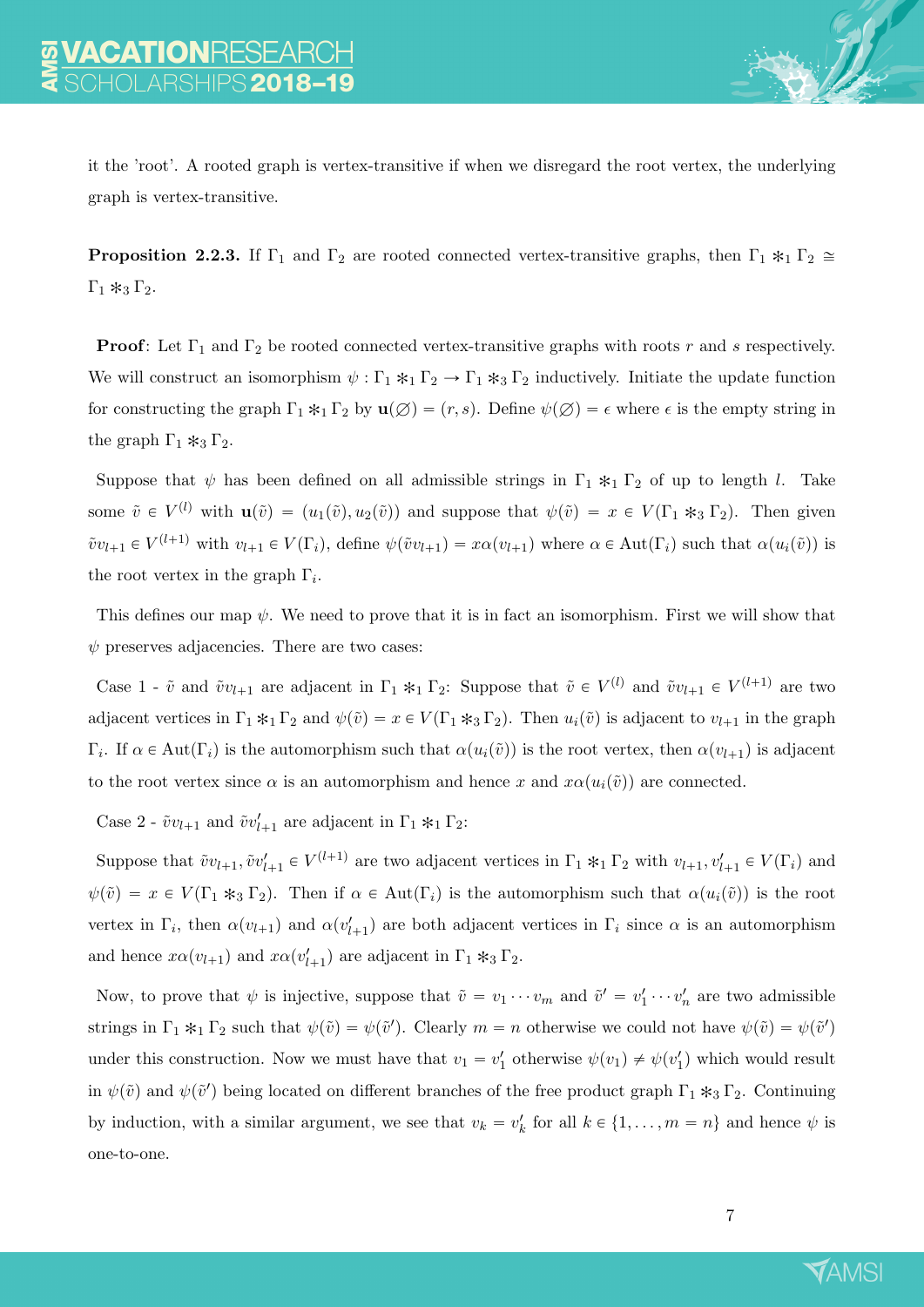it the 'root'. A rooted graph is vertex-transitive if when we disregard the root vertex, the underlying graph is vertex-transitive.

**Proposition 2.2.3.** If $\Gamma_1$ and $\Gamma_2$ are rooted connected vertex-transitive graphs, then $\Gamma_1 \ast_1 \Gamma_2 \cong \Gamma_1 \ast_3 \Gamma_2$.

**Proof**: Let $\Gamma_1$ and $\Gamma_2$ be rooted connected vertex-transitive graphs with roots $r$ and $s$ respectively. We will construct an isomorphism $\psi : \Gamma_1 \ast_1 \Gamma_2 \to \Gamma_1 \ast_3 \Gamma_2$ inductively. Initiate the update function for constructing the graph $\Gamma_1 \ast_1 \Gamma_2$ by $\mathbf{u}(\varnothing) = (r, s)$. Define $\psi(\varnothing) = \epsilon$ where $\epsilon$ is the empty string in the graph $\Gamma_1 \ast_3 \Gamma_2$.

Suppose that $\psi$ has been defined on all admissible strings in $\Gamma_1 \ast_1 \Gamma_2$ of up to length $l$. Take some $\tilde{v} \in V^{(l)}$ with $\mathbf{u}(\tilde{v}) = (u_1(\tilde{v}), u_2(\tilde{v}))$ and suppose that $\psi(\tilde{v}) = x \in V(\Gamma_1 \ast_3 \Gamma_2)$. Then given $\tilde{v}v_{l+1} \in V^{(l+1)}$ with $v_{l+1} \in V(\Gamma_i)$, define $\psi(\tilde{v}v_{l+1}) = x\alpha(v_{l+1})$ where $\alpha \in \mathrm{Aut}(\Gamma_i)$ such that $\alpha(u_i(\tilde{v}))$ is the root vertex in the graph $\Gamma_i$.

This defines our map $\psi$. We need to prove that it is in fact an isomorphism. First we will show that $\psi$ preserves adjacencies. There are two cases:

Case 1 - $\tilde{v}$ and $\tilde{v}v_{l+1}$ are adjacent in $\Gamma_1 \ast_1 \Gamma_2$: Suppose that $\tilde{v} \in V^{(l)}$ and $\tilde{v}v_{l+1} \in V^{(l+1)}$ are two adjacent vertices in $\Gamma_1 \ast_1 \Gamma_2$ and $\psi(\tilde{v}) = x \in V(\Gamma_1 \ast_3 \Gamma_2)$. Then $u_i(\tilde{v})$ is adjacent to $v_{l+1}$ in the graph $\Gamma_i$. If $\alpha \in \mathrm{Aut}(\Gamma_i)$ is the automorphism such that $\alpha(u_i(\tilde{v}))$ is the root vertex, then $\alpha(v_{l+1})$ is adjacent to the root vertex since $\alpha$ is an automorphism and hence $x$ and $x\alpha(u_i(\tilde{v}))$ are connected.

Case 2 - $\tilde{v}v_{l+1}$ and $\tilde{v}v'_{l+1}$ are adjacent in $\Gamma_1 \ast_1 \Gamma_2$:

Suppose that $\tilde{v}v_{l+1}, \tilde{v}v'_{l+1} \in V^{(l+1)}$ are two adjacent vertices in $\Gamma_1 \ast_1 \Gamma_2$ with $v_{l+1}, v'_{l+1} \in V(\Gamma_i)$ and $\psi(\tilde{v}) = x \in V(\Gamma_1 \ast_3 \Gamma_2)$. Then if $\alpha \in \mathrm{Aut}(\Gamma_i)$ is the automorphism such that $\alpha(u_i(\tilde{v}))$ is the root vertex in $\Gamma_i$, then $\alpha(v_{l+1})$ and $\alpha(v'_{l+1})$ are both adjacent vertices in $\Gamma_i$ since $\alpha$ is an automorphism and hence $x\alpha(v_{l+1})$ and $x\alpha(v'_{l+1})$ are adjacent in $\Gamma_1 \ast_3 \Gamma_2$.

Now, to prove that $\psi$ is injective, suppose that $\tilde{v} = v_1 \cdots v_m$ and $\tilde{v}' = v'_1 \cdots v'_n$ are two admissible strings in $\Gamma_1 \ast_1 \Gamma_2$ such that $\psi(\tilde{v}) = \psi(\tilde{v}')$. Clearly $m = n$ otherwise we could not have $\psi(\tilde{v}) = \psi(\tilde{v}')$ under this construction. Now we must have that $v_1 = v'_1$ otherwise $\psi(v_1) \neq \psi(v'_1)$ which would result in $\psi(\tilde{v})$ and $\psi(\tilde{v}')$ being located on different branches of the free product graph $\Gamma_1 \ast_3 \Gamma_2$. Continuing by induction, with a similar argument, we see that $v_k = v'_k$ for all $k \in \{1, \ldots, m = n\}$ and hence $\psi$ is one-to-one.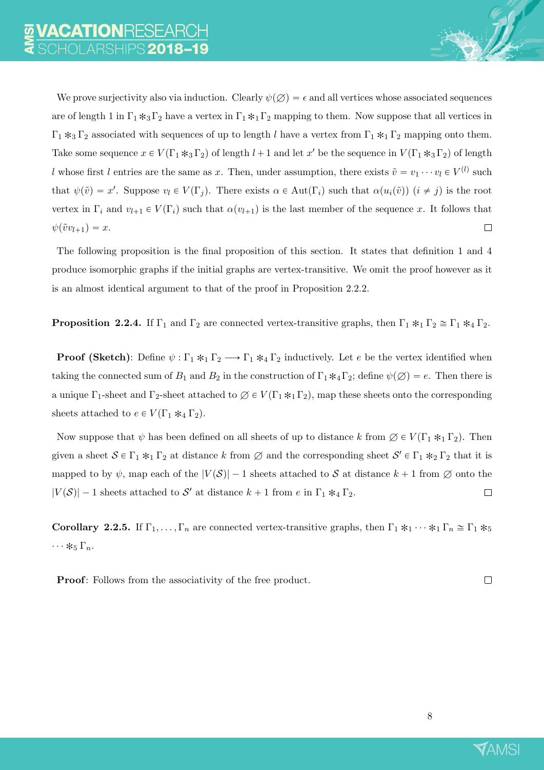We prove surjectivity also via induction. Clearly $\psi(\varnothing) = \epsilon$ and all vertices whose associated sequences are of length 1 in $\Gamma_1 \circledast_3 \Gamma_2$ have a vertex in $\Gamma_1 \circledast_1 \Gamma_2$ mapping to them. Now suppose that all vertices in $\Gamma_1 \circledast_3 \Gamma_2$ associated with sequences of up to length $l$ have a vertex from $\Gamma_1 \circledast_1 \Gamma_2$ mapping onto them. Take some sequence $x \in V(\Gamma_1 \circledast_3 \Gamma_2)$ of length $l+1$ and let $x'$ be the sequence in $V(\Gamma_1 \circledast_3 \Gamma_2)$ of length $l$ whose first $l$ entries are the same as $x$. Then, under assumption, there exists $\tilde{v} = v_1 \cdots v_l \in V^{(l)}$ such that $\psi(\tilde{v}) = x'$. Suppose $v_l \in V(\Gamma_j)$. There exists $\alpha \in \text{Aut}(\Gamma_i)$ such that $\alpha(u_i(\tilde{v}))$ $(i \neq j)$ is the root vertex in $\Gamma_i$ and $v_{l+1} \in V(\Gamma_i)$ such that $\alpha(v_{l+1})$ is the last member of the sequence $x$. It follows that $\psi(\tilde{v}v_{l+1}) = x$. □

The following proposition is the final proposition of this section. It states that definition 1 and 4 produce isomorphic graphs if the initial graphs are vertex-transitive. We omit the proof however as it is an almost identical argument to that of the proof in Proposition 2.2.2.

**Proposition 2.2.4.** If $\Gamma_1$ and $\Gamma_2$ are connected vertex-transitive graphs, then $\Gamma_1 \circledast_1 \Gamma_2 \cong \Gamma_1 \circledast_4 \Gamma_2$.

**Proof (Sketch)**: Define $\psi : \Gamma_1 \circledast_1 \Gamma_2 \longrightarrow \Gamma_1 \circledast_4 \Gamma_2$ inductively. Let $e$ be the vertex identified when taking the connected sum of $B_1$ and $B_2$ in the construction of $\Gamma_1 \circledast_4 \Gamma_2$; define $\psi(\varnothing) = e$. Then there is a unique $\Gamma_1$-sheet and $\Gamma_2$-sheet attached to $\varnothing \in V(\Gamma_1 \circledast_1 \Gamma_2)$, map these sheets onto the corresponding sheets attached to $e \in V(\Gamma_1 \circledast_4 \Gamma_2)$.

Now suppose that $\psi$ has been defined on all sheets of up to distance $k$ from $\varnothing \in V(\Gamma_1 \circledast_1 \Gamma_2)$. Then given a sheet $\mathcal{S} \in \Gamma_1 \circledast_1 \Gamma_2$ at distance $k$ from $\varnothing$ and the corresponding sheet $\mathcal{S}' \in \Gamma_1 \circledast_2 \Gamma_2$ that it is mapped to by $\psi$, map each of the $|V(\mathcal{S})| - 1$ sheets attached to $\mathcal{S}$ at distance $k+1$ from $\varnothing$ onto the $|V(\mathcal{S})| - 1$ sheets attached to $\mathcal{S}'$ at distance $k+1$ from $e$ in $\Gamma_1 \circledast_4 \Gamma_2$. □

**Corollary 2.2.5.** If $\Gamma_1, \ldots, \Gamma_n$ are connected vertex-transitive graphs, then $\Gamma_1 \circledast_1 \cdots \circledast_1 \Gamma_n \cong \Gamma_1 \circledast_5 \cdots \circledast_5 \Gamma_n$.

**Proof**: Follows from the associativity of the free product. □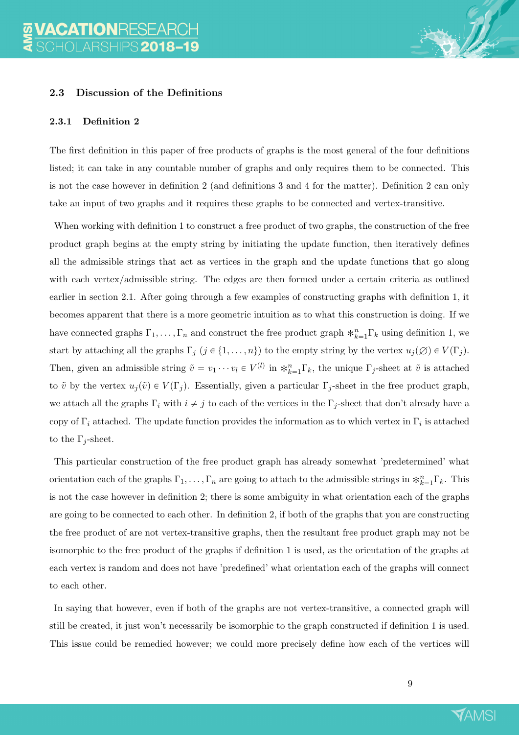### 2.3 Discussion of the Definitions

#### 2.3.1 Definition 2

The first definition in this paper of free products of graphs is the most general of the four definitions listed; it can take in any countable number of graphs and only requires them to be connected. This is not the case however in definition 2 (and definitions 3 and 4 for the matter). Definition 2 can only take an input of two graphs and it requires these graphs to be connected and vertex-transitive.

When working with definition 1 to construct a free product of two graphs, the construction of the free product graph begins at the empty string by initiating the update function, then iteratively defines all the admissible strings that act as vertices in the graph and the update functions that go along with each vertex/admissible string. The edges are then formed under a certain criteria as outlined earlier in section 2.1. After going through a few examples of constructing graphs with definition 1, it becomes apparent that there is a more geometric intuition as to what this construction is doing. If we have connected graphs $\Gamma_1, \ldots, \Gamma_n$ and construct the free product graph $\ast_{k=1}^{n}\Gamma_k$ using definition 1, we start by attaching all the graphs $\Gamma_j$ ($j \in \{1, \ldots, n\}$) to the empty string by the vertex $u_j(\varnothing) \in V(\Gamma_j)$. Then, given an admissible string $\tilde{v} = v_1 \cdots v_l \in V^{(l)}$ in $\ast_{k=1}^{n}\Gamma_k$, the unique $\Gamma_j$-sheet at $\tilde{v}$ is attached to $\tilde{v}$ by the vertex $u_j(\tilde{v}) \in V(\Gamma_j)$. Essentially, given a particular $\Gamma_j$-sheet in the free product graph, we attach all the graphs $\Gamma_i$ with $i \neq j$ to each of the vertices in the $\Gamma_j$-sheet that don't already have a copy of $\Gamma_i$ attached. The update function provides the information as to which vertex in $\Gamma_i$ is attached to the $\Gamma_j$-sheet.

This particular construction of the free product graph has already somewhat 'predetermined' what orientation each of the graphs $\Gamma_1, \ldots, \Gamma_n$ are going to attach to the admissible strings in $\ast_{k=1}^{n}\Gamma_k$. This is not the case however in definition 2; there is some ambiguity in what orientation each of the graphs are going to be connected to each other. In definition 2, if both of the graphs that you are constructing the free product of are not vertex-transitive graphs, then the resultant free product graph may not be isomorphic to the free product of the graphs if definition 1 is used, as the orientation of the graphs at each vertex is random and does not have 'predefined' what orientation each of the graphs will connect to each other.

In saying that however, even if both of the graphs are not vertex-transitive, a connected graph will still be created, it just won't necessarily be isomorphic to the graph constructed if definition 1 is used. This issue could be remedied however; we could more precisely define how each of the vertices will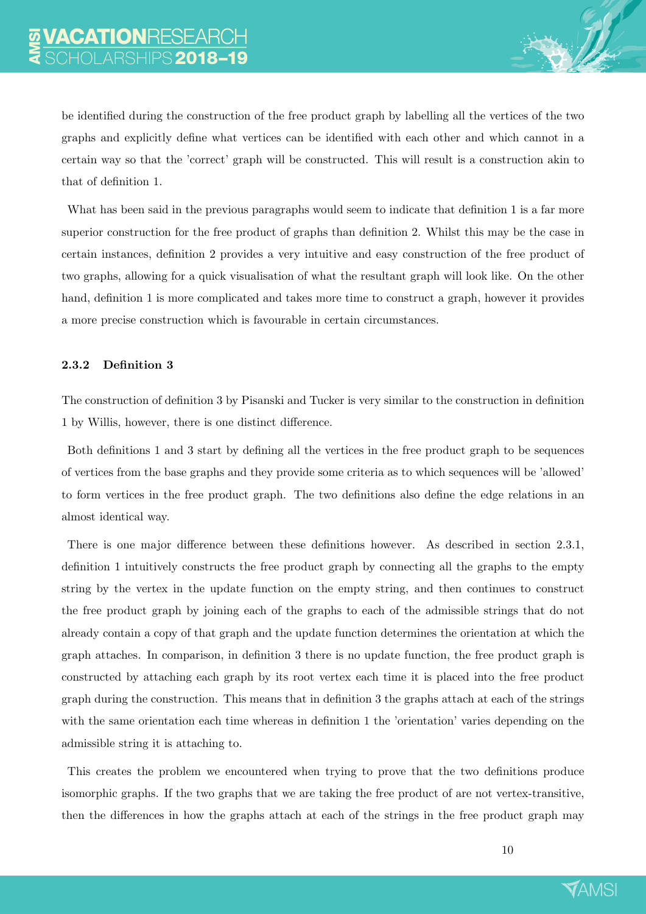be identified during the construction of the free product graph by labelling all the vertices of the two graphs and explicitly define what vertices can be identified with each other and which cannot in a certain way so that the 'correct' graph will be constructed. This will result is a construction akin to that of definition 1.

What has been said in the previous paragraphs would seem to indicate that definition 1 is a far more superior construction for the free product of graphs than definition 2. Whilst this may be the case in certain instances, definition 2 provides a very intuitive and easy construction of the free product of two graphs, allowing for a quick visualisation of what the resultant graph will look like. On the other hand, definition 1 is more complicated and takes more time to construct a graph, however it provides a more precise construction which is favourable in certain circumstances.

### 2.3.2 Definition 3

The construction of definition 3 by Pisanski and Tucker is very similar to the construction in definition 1 by Willis, however, there is one distinct difference.

Both definitions 1 and 3 start by defining all the vertices in the free product graph to be sequences of vertices from the base graphs and they provide some criteria as to which sequences will be 'allowed' to form vertices in the free product graph. The two definitions also define the edge relations in an almost identical way.

There is one major difference between these definitions however. As described in section 2.3.1, definition 1 intuitively constructs the free product graph by connecting all the graphs to the empty string by the vertex in the update function on the empty string, and then continues to construct the free product graph by joining each of the graphs to each of the admissible strings that do not already contain a copy of that graph and the update function determines the orientation at which the graph attaches. In comparison, in definition 3 there is no update function, the free product graph is constructed by attaching each graph by its root vertex each time it is placed into the free product graph during the construction. This means that in definition 3 the graphs attach at each of the strings with the same orientation each time whereas in definition 1 the 'orientation' varies depending on the admissible string it is attaching to.

This creates the problem we encountered when trying to prove that the two definitions produce isomorphic graphs. If the two graphs that we are taking the free product of are not vertex-transitive, then the differences in how the graphs attach at each of the strings in the free product graph may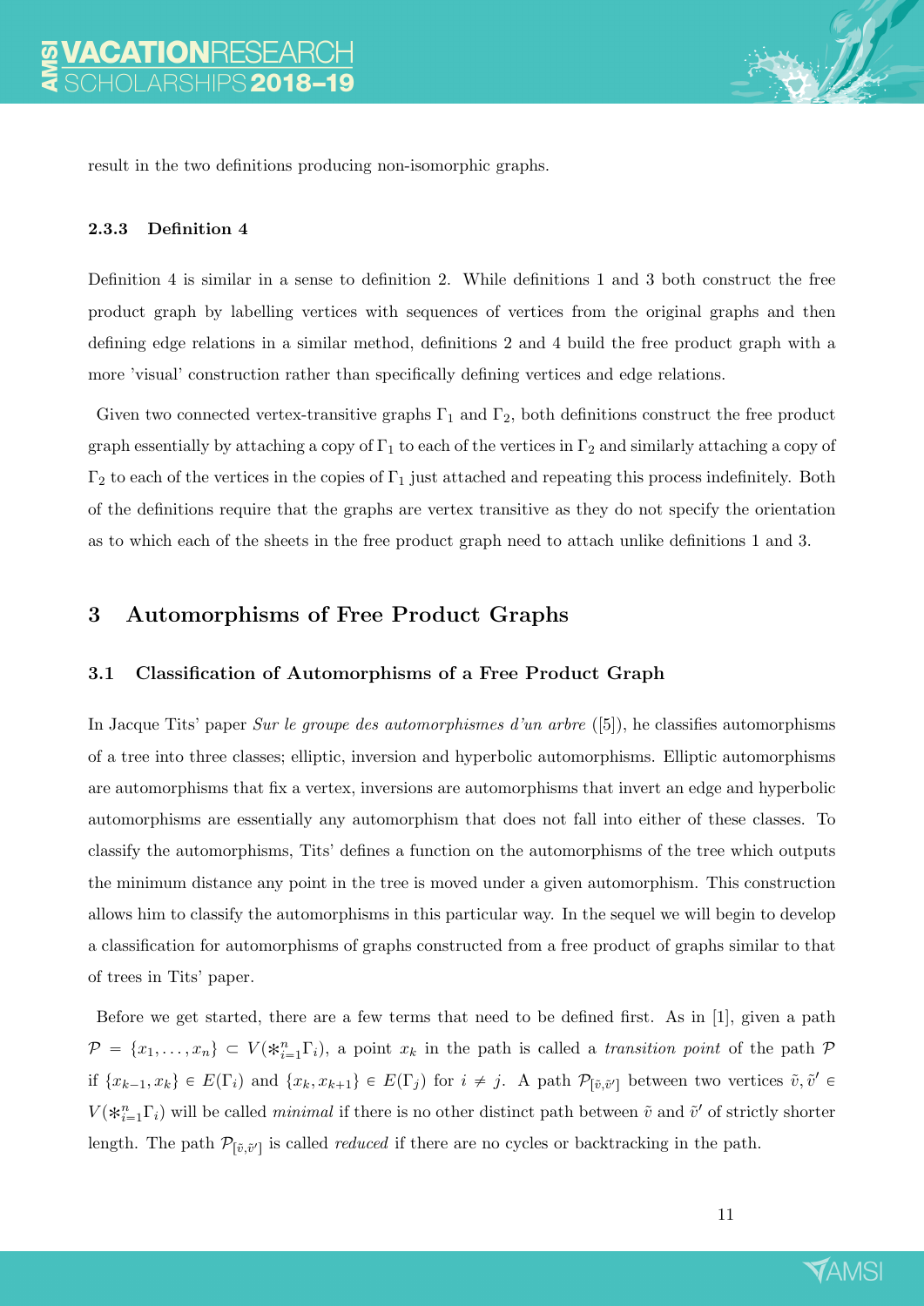result in the two definitions producing non-isomorphic graphs.

#### 2.3.3 Definition 4

Definition 4 is similar in a sense to definition 2. While definitions 1 and 3 both construct the free product graph by labelling vertices with sequences of vertices from the original graphs and then defining edge relations in a similar method, definitions 2 and 4 build the free product graph with a more 'visual' construction rather than specifically defining vertices and edge relations.

Given two connected vertex-transitive graphs $\Gamma_1$ and $\Gamma_2$, both definitions construct the free product graph essentially by attaching a copy of $\Gamma_1$ to each of the vertices in $\Gamma_2$ and similarly attaching a copy of $\Gamma_2$ to each of the vertices in the copies of $\Gamma_1$ just attached and repeating this process indefinitely. Both of the definitions require that the graphs are vertex transitive as they do not specify the orientation as to which each of the sheets in the free product graph need to attach unlike definitions 1 and 3.

## 3 Automorphisms of Free Product Graphs

### 3.1 Classification of Automorphisms of a Free Product Graph

In Jacque Tits' paper *Sur le groupe des automorphismes d'un arbre* ([5]), he classifies automorphisms of a tree into three classes; elliptic, inversion and hyperbolic automorphisms. Elliptic automorphisms are automorphisms that fix a vertex, inversions are automorphisms that invert an edge and hyperbolic automorphisms are essentially any automorphism that does not fall into either of these classes. To classify the automorphisms, Tits' defines a function on the automorphisms of the tree which outputs the minimum distance any point in the tree is moved under a given automorphism. This construction allows him to classify the automorphisms in this particular way. In the sequel we will begin to develop a classification for automorphisms of graphs constructed from a free product of graphs similar to that of trees in Tits' paper.

Before we get started, there are a few terms that need to be defined first. As in [1], given a path $\mathcal{P} = \{x_1, \dots, x_n\} \subset V(*_{i=1}^n \Gamma_i)$, a point $x_k$ in the path is called a *transition point* of the path $\mathcal{P}$ if $\{x_{k-1}, x_k\} \in E(\Gamma_i)$ and $\{x_k, x_{k+1}\} \in E(\Gamma_j)$ for $i \neq j$. A path $\mathcal{P}_{[\tilde{v},\tilde{v}']}$ between two vertices $\tilde{v}, \tilde{v}' \in V(*_{i=1}^n \Gamma_i)$ will be called *minimal* if there is no other distinct path between $\tilde{v}$ and $\tilde{v}'$ of strictly shorter length. The path $\mathcal{P}_{[\tilde{v},\tilde{v}']}$ is called *reduced* if there are no cycles or backtracking in the path.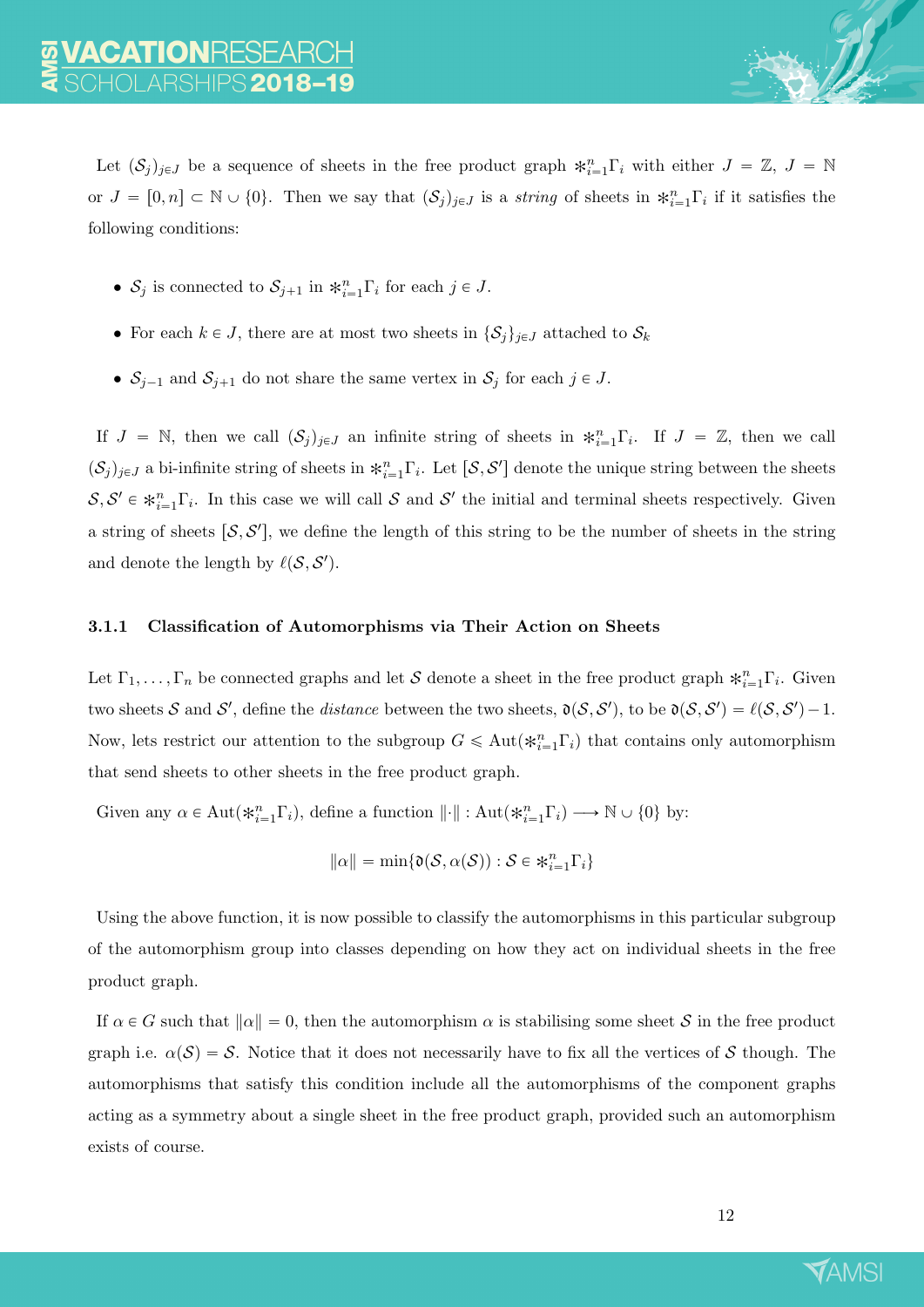Let $(\mathcal{S}_j)_{j \in J}$ be a sequence of sheets in the free product graph $*_{i=1}^n \Gamma_i$ with either $J = \mathbb{Z}$, $J = \mathbb{N}$ or $J = [0, n] \subset \mathbb{N} \cup \{0\}$. Then we say that $(\mathcal{S}_j)_{j \in J}$ is a *string* of sheets in $*_{i=1}^n \Gamma_i$ if it satisfies the following conditions:

- $\mathcal{S}_j$ is connected to $\mathcal{S}_{j+1}$ in $*_{i=1}^n \Gamma_i$ for each $j \in J$.
- For each $k \in J$, there are at most two sheets in $\{\mathcal{S}_j\}_{j \in J}$ attached to $\mathcal{S}_k$
- $\mathcal{S}_{j-1}$ and $\mathcal{S}_{j+1}$ do not share the same vertex in $\mathcal{S}_j$ for each $j \in J$.

If $J = \mathbb{N}$, then we call $(\mathcal{S}_j)_{j \in J}$ an infinite string of sheets in $*_{i=1}^n \Gamma_i$. If $J = \mathbb{Z}$, then we call $(\mathcal{S}_j)_{j \in J}$ a bi-infinite string of sheets in $*_{i=1}^n \Gamma_i$. Let $[\mathcal{S}, \mathcal{S}']$ denote the unique string between the sheets $\mathcal{S}, \mathcal{S}' \in *_{i=1}^n \Gamma_i$. In this case we will call $\mathcal{S}$ and $\mathcal{S}'$ the initial and terminal sheets respectively. Given a string of sheets $[\mathcal{S}, \mathcal{S}']$, we define the length of this string to be the number of sheets in the string and denote the length by $\ell(\mathcal{S}, \mathcal{S}')$.

### 3.1.1 Classification of Automorphisms via Their Action on Sheets

Let $\Gamma_1, \ldots, \Gamma_n$ be connected graphs and let $\mathcal{S}$ denote a sheet in the free product graph $*_{i=1}^n \Gamma_i$. Given two sheets $\mathcal{S}$ and $\mathcal{S}'$, define the *distance* between the two sheets, $\mathfrak{d}(\mathcal{S}, \mathcal{S}')$, to be $\mathfrak{d}(\mathcal{S}, \mathcal{S}') = \ell(\mathcal{S}, \mathcal{S}') - 1$. Now, lets restrict our attention to the subgroup $G \leqslant \mathrm{Aut}(*_{i=1}^n \Gamma_i)$ that contains only automorphism that send sheets to other sheets in the free product graph.

Given any $\alpha \in \mathrm{Aut}(*_{i=1}^n \Gamma_i)$, define a function $\|\cdot\| : \mathrm{Aut}(*_{i=1}^n \Gamma_i) \longrightarrow \mathbb{N} \cup \{0\}$ by:

$$\|\alpha\| = \min\{\mathfrak{d}(\mathcal{S}, \alpha(\mathcal{S})) : \mathcal{S} \in *_{i=1}^n \Gamma_i\}$$

Using the above function, it is now possible to classify the automorphisms in this particular subgroup of the automorphism group into classes depending on how they act on individual sheets in the free product graph.

If $\alpha \in G$ such that $\|\alpha\| = 0$, then the automorphism $\alpha$ is stabilising some sheet $\mathcal{S}$ in the free product graph i.e. $\alpha(\mathcal{S}) = \mathcal{S}$. Notice that it does not necessarily have to fix all the vertices of $\mathcal{S}$ though. The automorphisms that satisfy this condition include all the automorphisms of the component graphs acting as a symmetry about a single sheet in the free product graph, provided such an automorphism exists of course.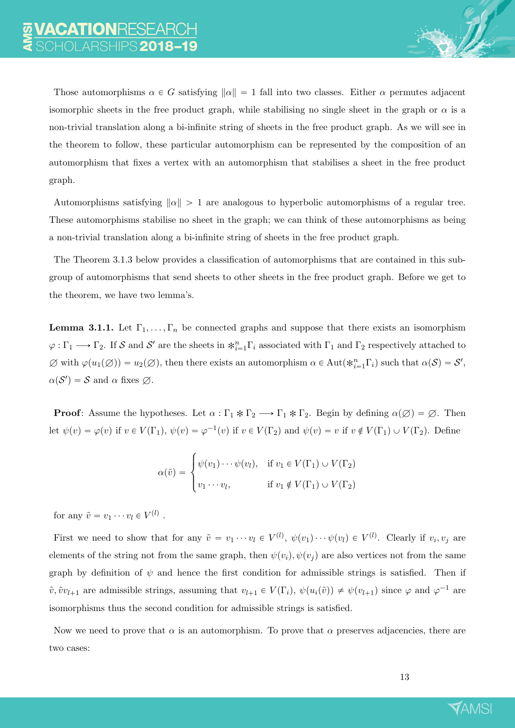Those automorphisms $\alpha \in G$ satisfying $\|\alpha\| = 1$ fall into two classes. Either $\alpha$ permutes adjacent isomorphic sheets in the free product graph, while stabilising no single sheet in the graph or $\alpha$ is a non-trivial translation along a bi-infinite string of sheets in the free product graph. As we will see in the theorem to follow, these particular automorphism can be represented by the composition of an automorphism that fixes a vertex with an automorphism that stabilises a sheet in the free product graph.

Automorphisms satisfying $\|\alpha\| > 1$ are analogous to hyperbolic automorphisms of a regular tree. These automorphisms stabilise no sheet in the graph; we can think of these automorphisms as being a non-trivial translation along a bi-infinite string of sheets in the free product graph.

The Theorem 3.1.3 below provides a classification of automorphisms that are contained in this subgroup of automorphisms that send sheets to other sheets in the free product graph. Before we get to the theorem, we have two lemma's.

**Lemma 3.1.1.** Let $\Gamma_1, \ldots, \Gamma_n$ be connected graphs and suppose that there exists an isomorphism $\varphi : \Gamma_1 \longrightarrow \Gamma_2$. If $\mathcal{S}$ and $\mathcal{S}'$ are the sheets in $*_{i=1}^{n}\Gamma_i$ associated with $\Gamma_1$ and $\Gamma_2$ respectively attached to $\varnothing$ with $\varphi(u_1(\varnothing)) = u_2(\varnothing)$, then there exists an automorphism $\alpha \in \mathrm{Aut}(*_{i=1}^{n}\Gamma_i)$ such that $\alpha(\mathcal{S}) = \mathcal{S}'$, $\alpha(\mathcal{S}') = \mathcal{S}$ and $\alpha$ fixes $\varnothing$.

**Proof**: Assume the hypotheses. Let $\alpha : \Gamma_1 * \Gamma_2 \longrightarrow \Gamma_1 * \Gamma_2$. Begin by defining $\alpha(\varnothing) = \varnothing$. Then let $\psi(v) = \varphi(v)$ if $v \in V(\Gamma_1)$, $\psi(v) = \varphi^{-1}(v)$ if $v \in V(\Gamma_2)$ and $\psi(v) = v$ if $v \notin V(\Gamma_1) \cup V(\Gamma_2)$. Define

$$\alpha(\tilde{v}) = \begin{cases} \psi(v_1) \cdots \psi(v_l), & \text{if } v_1 \in V(\Gamma_1) \cup V(\Gamma_2) \\ v_1 \cdots v_l, & \text{if } v_1 \notin V(\Gamma_1) \cup V(\Gamma_2) \end{cases}$$

for any $\tilde{v} = v_1 \cdots v_l \in V^{(l)}$ .

First we need to show that for any $\tilde{v} = v_1 \cdots v_l \in V^{(l)}$, $\psi(v_1) \cdots \psi(v_l) \in V^{(l)}$. Clearly if $v_i, v_j$ are elements of the string not from the same graph, then $\psi(v_i), \psi(v_j)$ are also vertices not from the same graph by definition of $\psi$ and hence the first condition for admissible strings is satisfied. Then if $\tilde{v}, \tilde{v}v_{l+1}$ are admissible strings, assuming that $v_{l+1} \in V(\Gamma_i)$, $\psi(u_i(\tilde{v})) \neq \psi(v_{l+1})$ since $\varphi$ and $\varphi^{-1}$ are isomorphisms thus the second condition for admissible strings is satisfied.

Now we need to prove that $\alpha$ is an automorphism. To prove that $\alpha$ preserves adjacencies, there are two cases: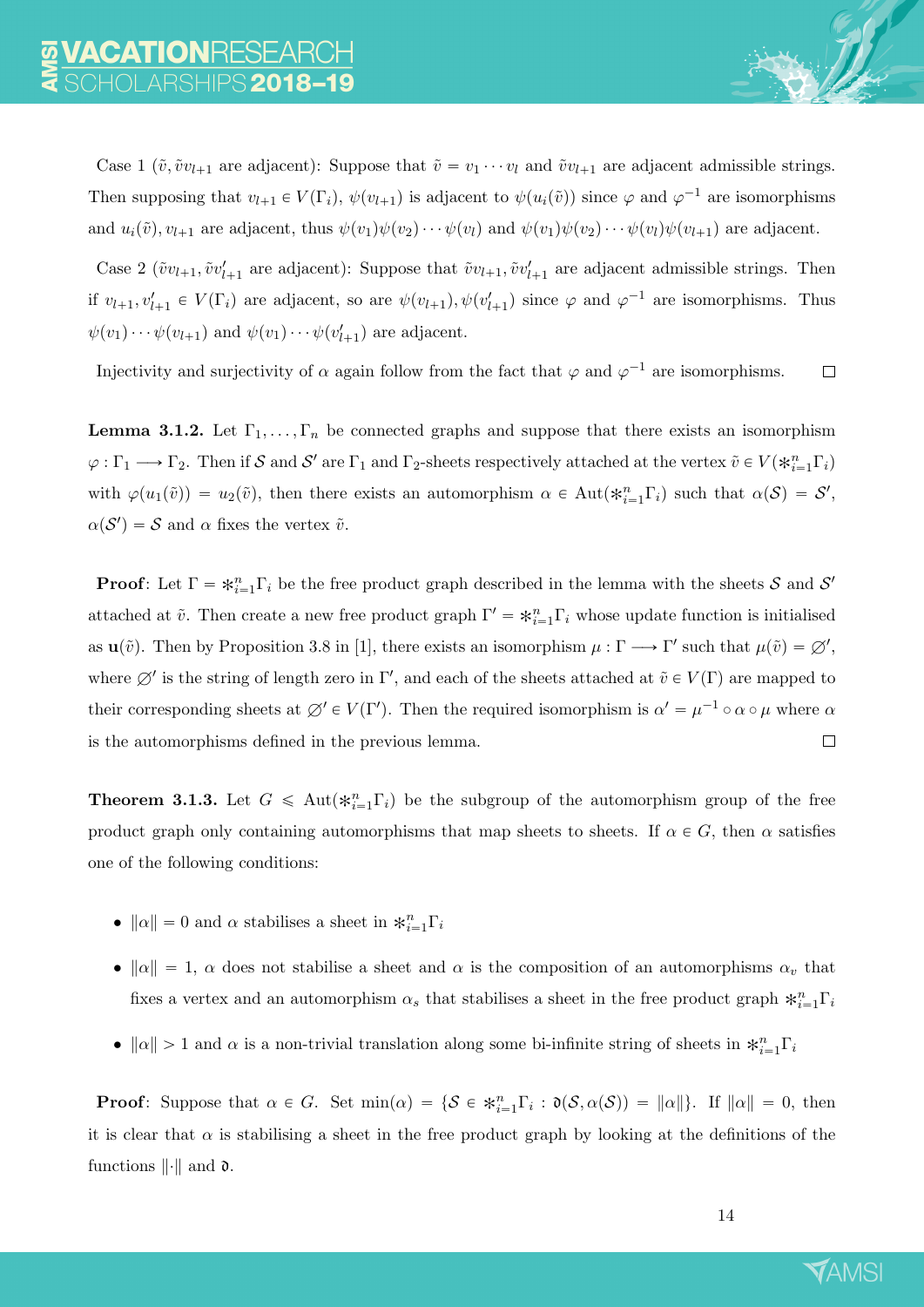Case 1 ($\tilde{v}, \tilde{v}v_{l+1}$ are adjacent): Suppose that $\tilde{v} = v_1 \cdots v_l$ and $\tilde{v}v_{l+1}$ are adjacent admissible strings. Then supposing that $v_{l+1} \in V(\Gamma_i)$, $\psi(v_{l+1})$ is adjacent to $\psi(u_i(\tilde{v}))$ since $\varphi$ and $\varphi^{-1}$ are isomorphisms and $u_i(\tilde{v}), v_{l+1}$ are adjacent, thus $\psi(v_1)\psi(v_2)\cdots\psi(v_l)$ and $\psi(v_1)\psi(v_2)\cdots\psi(v_l)\psi(v_{l+1})$ are adjacent.

Case 2 ($\tilde{v}v_{l+1}, \tilde{v}v'_{l+1}$ are adjacent): Suppose that $\tilde{v}v_{l+1}, \tilde{v}v'_{l+1}$ are adjacent admissible strings. Then if $v_{l+1}, v'_{l+1} \in V(\Gamma_i)$ are adjacent, so are $\psi(v_{l+1}), \psi(v'_{l+1})$ since $\varphi$ and $\varphi^{-1}$ are isomorphisms. Thus $\psi(v_1)\cdots\psi(v_{l+1})$ and $\psi(v_1)\cdots\psi(v'_{l+1})$ are adjacent.

Injectivity and surjectivity of $\alpha$ again follow from the fact that $\varphi$ and $\varphi^{-1}$ are isomorphisms. $\square$

**Lemma 3.1.2.** Let $\Gamma_1, \ldots, \Gamma_n$ be connected graphs and suppose that there exists an isomorphism $\varphi : \Gamma_1 \longrightarrow \Gamma_2$. Then if $\mathcal{S}$ and $\mathcal{S}'$ are $\Gamma_1$ and $\Gamma_2$-sheets respectively attached at the vertex $\tilde{v} \in V(\ast_{i=1}^n \Gamma_i)$ with $\varphi(u_1(\tilde{v})) = u_2(\tilde{v})$, then there exists an automorphism $\alpha \in \mathrm{Aut}(\ast_{i=1}^n \Gamma_i)$ such that $\alpha(\mathcal{S}) = \mathcal{S}'$, $\alpha(\mathcal{S}') = \mathcal{S}$ and $\alpha$ fixes the vertex $\tilde{v}$.

**Proof**: Let $\Gamma = \ast_{i=1}^n \Gamma_i$ be the free product graph described in the lemma with the sheets $\mathcal{S}$ and $\mathcal{S}'$ attached at $\tilde{v}$. Then create a new free product graph $\Gamma' = \ast_{i=1}^n \Gamma_i$ whose update function is initialised as $\mathbf{u}(\tilde{v})$. Then by Proposition 3.8 in [1], there exists an isomorphism $\mu : \Gamma \longrightarrow \Gamma'$ such that $\mu(\tilde{v}) = \varnothing'$, where $\varnothing'$ is the string of length zero in $\Gamma'$, and each of the sheets attached at $\tilde{v} \in V(\Gamma)$ are mapped to their corresponding sheets at $\varnothing' \in V(\Gamma')$. Then the required isomorphism is $\alpha' = \mu^{-1} \circ \alpha \circ \mu$ where $\alpha$ is the automorphisms defined in the previous lemma. $\square$

**Theorem 3.1.3.** Let $G \leqslant \mathrm{Aut}(\ast_{i=1}^n \Gamma_i)$ be the subgroup of the automorphism group of the free product graph only containing automorphisms that map sheets to sheets. If $\alpha \in G$, then $\alpha$ satisfies one of the following conditions:

- $\|\alpha\| = 0$ and $\alpha$ stabilises a sheet in $\ast_{i=1}^n \Gamma_i$
- $\|\alpha\| = 1$, $\alpha$ does not stabilise a sheet and $\alpha$ is the composition of an automorphisms $\alpha_v$ that fixes a vertex and an automorphism $\alpha_s$ that stabilises a sheet in the free product graph $\ast_{i=1}^n \Gamma_i$
- $\|\alpha\| > 1$ and $\alpha$ is a non-trivial translation along some bi-infinite string of sheets in $\ast_{i=1}^n \Gamma_i$

**Proof**: Suppose that $\alpha \in G$. Set $\min(\alpha) = \{\mathcal{S} \in \ast_{i=1}^n \Gamma_i : \mathfrak{d}(\mathcal{S}, \alpha(\mathcal{S})) = \|\alpha\|\}$. If $\|\alpha\| = 0$, then it is clear that $\alpha$ is stabilising a sheet in the free product graph by looking at the definitions of the functions $\|\cdot\|$ and $\mathfrak{d}$.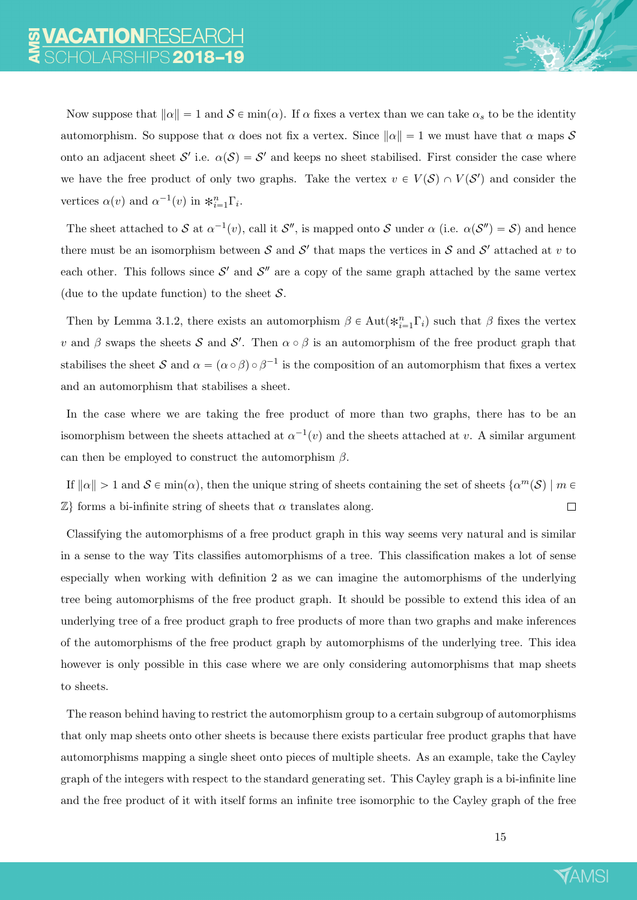Now suppose that $\|\alpha\| = 1$ and $\mathcal{S} \in \min(\alpha)$. If $\alpha$ fixes a vertex than we can take $\alpha_s$ to be the identity automorphism. So suppose that $\alpha$ does not fix a vertex. Since $\|\alpha\| = 1$ we must have that $\alpha$ maps $\mathcal{S}$ onto an adjacent sheet $\mathcal{S}'$ i.e. $\alpha(\mathcal{S}) = \mathcal{S}'$ and keeps no sheet stabilised. First consider the case where we have the free product of only two graphs. Take the vertex $v \in V(\mathcal{S}) \cap V(\mathcal{S}')$ and consider the vertices $\alpha(v)$ and $\alpha^{-1}(v)$ in $*_{i=1}^{n}\Gamma_i$.

The sheet attached to $\mathcal{S}$ at $\alpha^{-1}(v)$, call it $\mathcal{S}''$, is mapped onto $\mathcal{S}$ under $\alpha$ (i.e. $\alpha(\mathcal{S}'') = \mathcal{S}$) and hence there must be an isomorphism between $\mathcal{S}$ and $\mathcal{S}'$ that maps the vertices in $\mathcal{S}$ and $\mathcal{S}'$ attached at $v$ to each other. This follows since $\mathcal{S}'$ and $\mathcal{S}''$ are a copy of the same graph attached by the same vertex (due to the update function) to the sheet $\mathcal{S}$.

Then by Lemma 3.1.2, there exists an automorphism $\beta \in \operatorname{Aut}(*_{i=1}^{n}\Gamma_i)$ such that $\beta$ fixes the vertex $v$ and $\beta$ swaps the sheets $\mathcal{S}$ and $\mathcal{S}'$. Then $\alpha \circ \beta$ is an automorphism of the free product graph that stabilises the sheet $\mathcal{S}$ and $\alpha = (\alpha \circ \beta) \circ \beta^{-1}$ is the composition of an automorphism that fixes a vertex and an automorphism that stabilises a sheet.

In the case where we are taking the free product of more than two graphs, there has to be an isomorphism between the sheets attached at $\alpha^{-1}(v)$ and the sheets attached at $v$. A similar argument can then be employed to construct the automorphism $\beta$.

If $\|\alpha\| > 1$ and $\mathcal{S} \in \min(\alpha)$, then the unique string of sheets containing the set of sheets $\{\alpha^m(\mathcal{S}) \mid m \in \mathbb{Z}\}$ forms a bi-infinite string of sheets that $\alpha$ translates along. □

Classifying the automorphisms of a free product graph in this way seems very natural and is similar in a sense to the way Tits classifies automorphisms of a tree. This classification makes a lot of sense especially when working with definition 2 as we can imagine the automorphisms of the underlying tree being automorphisms of the free product graph. It should be possible to extend this idea of an underlying tree of a free product graph to free products of more than two graphs and make inferences of the automorphisms of the free product graph by automorphisms of the underlying tree. This idea however is only possible in this case where we are only considering automorphisms that map sheets to sheets.

The reason behind having to restrict the automorphism group to a certain subgroup of automorphisms that only map sheets onto other sheets is because there exists particular free product graphs that have automorphisms mapping a single sheet onto pieces of multiple sheets. As an example, take the Cayley graph of the integers with respect to the standard generating set. This Cayley graph is a bi-infinite line and the free product of it with itself forms an infinite tree isomorphic to the Cayley graph of the free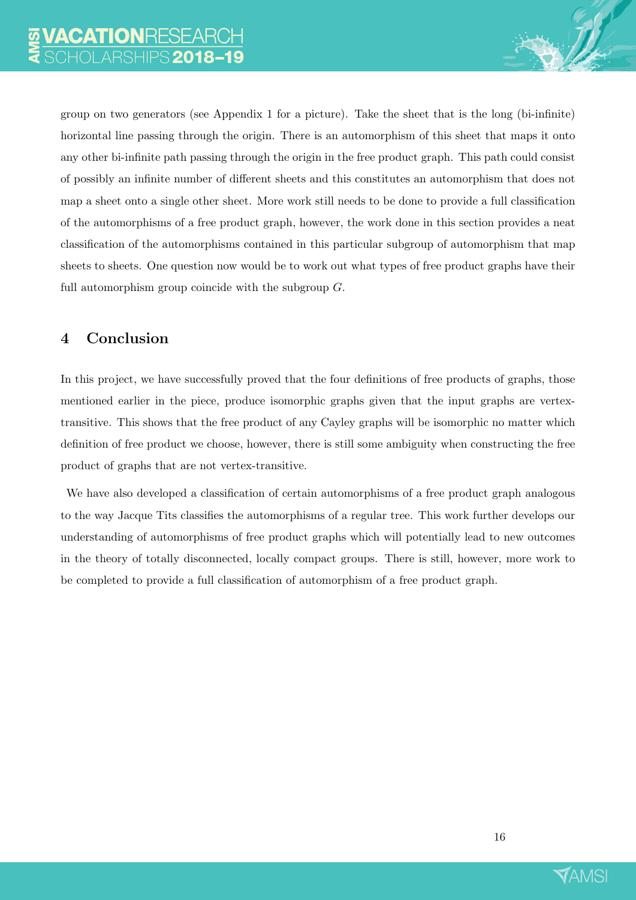group on two generators (see Appendix 1 for a picture). Take the sheet that is the long (bi-infinite) horizontal line passing through the origin. There is an automorphism of this sheet that maps it onto any other bi-infinite path passing through the origin in the free product graph. This path could consist of possibly an infinite number of different sheets and this constitutes an automorphism that does not map a sheet onto a single other sheet. More work still needs to be done to provide a full classification of the automorphisms of a free product graph, however, the work done in this section provides a neat classification of the automorphisms contained in this particular subgroup of automorphism that map sheets to sheets. One question now would be to work out what types of free product graphs have their full automorphism group coincide with the subgroup $G$.

## 4 Conclusion

In this project, we have successfully proved that the four definitions of free products of graphs, those mentioned earlier in the piece, produce isomorphic graphs given that the input graphs are vertex-transitive. This shows that the free product of any Cayley graphs will be isomorphic no matter which definition of free product we choose, however, there is still some ambiguity when constructing the free product of graphs that are not vertex-transitive.

We have also developed a classification of certain automorphisms of a free product graph analogous to the way Jacque Tits classifies the automorphisms of a regular tree. This work further develops our understanding of automorphisms of free product graphs which will potentially lead to new outcomes in the theory of totally disconnected, locally compact groups. There is still, however, more work to be completed to provide a full classification of automorphism of a free product graph.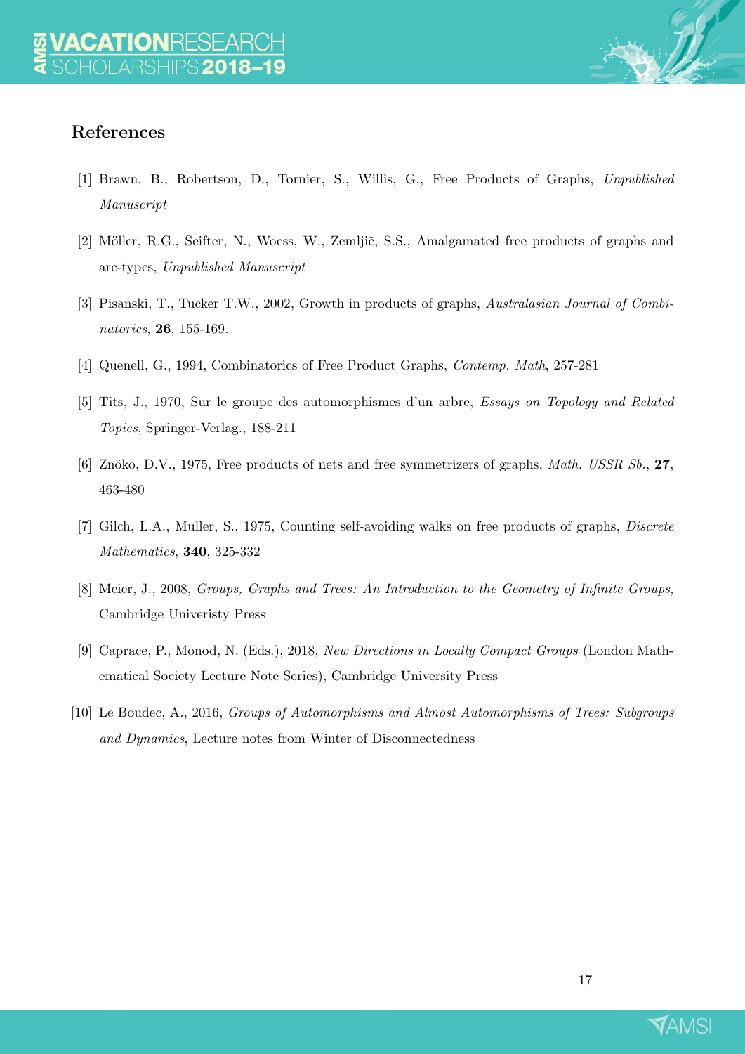## References

[1] Brawn, B., Robertson, D., Tornier, S., Willis, G., Free Products of Graphs, *Unpublished Manuscript*

[2] Möller, R.G., Seifter, N., Woess, W., Zemljič, S.S., Amalgamated free products of graphs and arc-types, *Unpublished Manuscript*

[3] Pisanski, T., Tucker T.W., 2002, Growth in products of graphs, *Australasian Journal of Combinatorics*, **26**, 155-169.

[4] Quenell, G., 1994, Combinatorics of Free Product Graphs, *Contemp. Math*, 257-281

[5] Tits, J., 1970, Sur le groupe des automorphismes d'un arbre, *Essays on Topology and Related Topics*, Springer-Verlag., 188-211

[6] Znöko, D.V., 1975, Free products of nets and free symmetrizers of graphs, *Math. USSR Sb.*, **27**, 463-480

[7] Gilch, L.A., Muller, S., 1975, Counting self-avoiding walks on free products of graphs, *Discrete Mathematics*, **340**, 325-332

[8] Meier, J., 2008, *Groups, Graphs and Trees: An Introduction to the Geometry of Infinite Groups*, Cambridge Univeristy Press

[9] Caprace, P., Monod, N. (Eds.), 2018, *New Directions in Locally Compact Groups* (London Mathematical Society Lecture Note Series), Cambridge University Press

[10] Le Boudec, A., 2016, *Groups of Automorphisms and Almost Automorphisms of Trees: Subgroups and Dynamics*, Lecture notes from Winter of Disconnectedness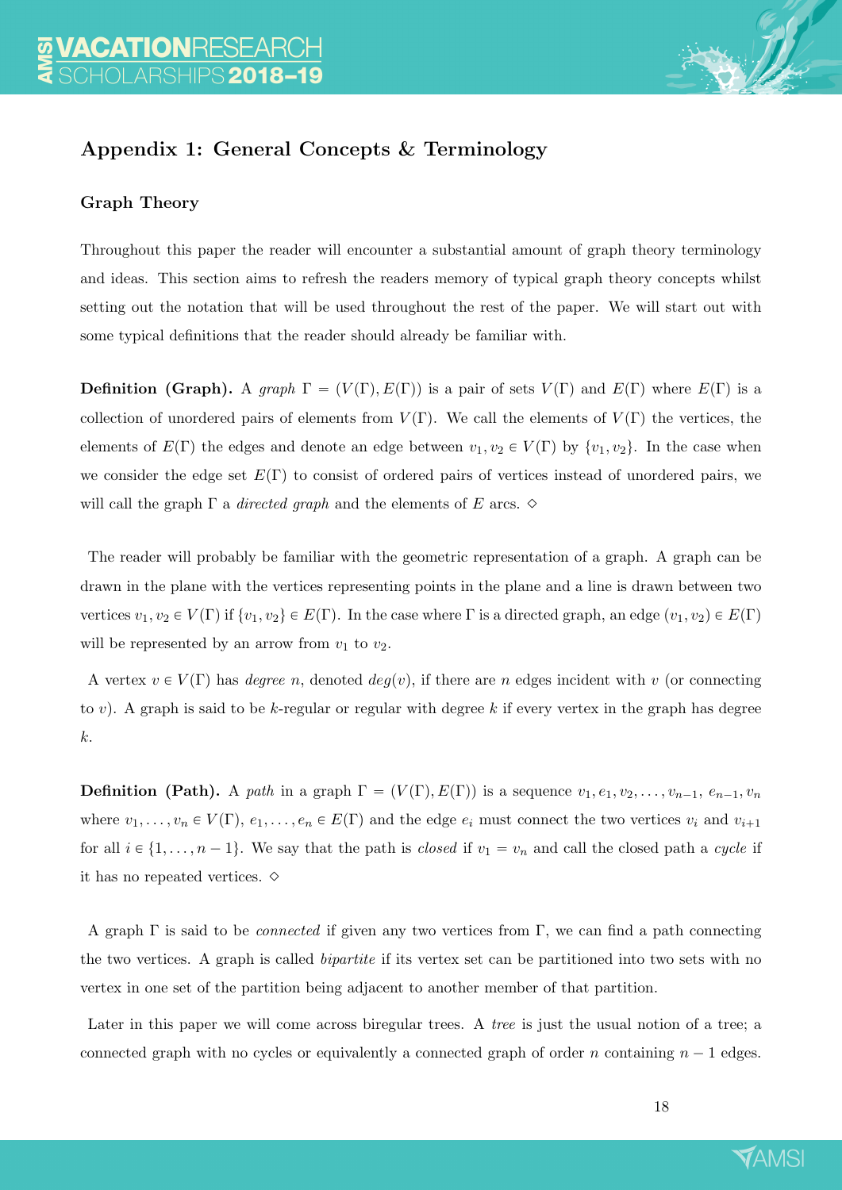## Appendix 1: General Concepts & Terminology

### Graph Theory

Throughout this paper the reader will encounter a substantial amount of graph theory terminology and ideas. This section aims to refresh the readers memory of typical graph theory concepts whilst setting out the notation that will be used throughout the rest of the paper. We will start out with some typical definitions that the reader should already be familiar with.

**Definition (Graph).** A *graph* $\Gamma = (V(\Gamma), E(\Gamma))$ is a pair of sets $V(\Gamma)$ and $E(\Gamma)$ where $E(\Gamma)$ is a collection of unordered pairs of elements from $V(\Gamma)$. We call the elements of $V(\Gamma)$ the vertices, the elements of $E(\Gamma)$ the edges and denote an edge between $v_1, v_2 \in V(\Gamma)$ by $\{v_1, v_2\}$. In the case when we consider the edge set $E(\Gamma)$ to consist of ordered pairs of vertices instead of unordered pairs, we will call the graph $\Gamma$ a *directed graph* and the elements of $E$ arcs. $\diamond$

The reader will probably be familiar with the geometric representation of a graph. A graph can be drawn in the plane with the vertices representing points in the plane and a line is drawn between two vertices $v_1, v_2 \in V(\Gamma)$ if $\{v_1, v_2\} \in E(\Gamma)$. In the case where $\Gamma$ is a directed graph, an edge $(v_1, v_2) \in E(\Gamma)$ will be represented by an arrow from $v_1$ to $v_2$.

A vertex $v \in V(\Gamma)$ has *degree* $n$, denoted $deg(v)$, if there are $n$ edges incident with $v$ (or connecting to $v$). A graph is said to be $k$-regular or regular with degree $k$ if every vertex in the graph has degree $k$.

**Definition (Path).** A *path* in a graph $\Gamma = (V(\Gamma), E(\Gamma))$ is a sequence $v_1, e_1, v_2, \ldots, v_{n-1}, e_{n-1}, v_n$ where $v_1, \ldots, v_n \in V(\Gamma)$, $e_1, \ldots, e_n \in E(\Gamma)$ and the edge $e_i$ must connect the two vertices $v_i$ and $v_{i+1}$ for all $i \in \{1, \ldots, n-1\}$. We say that the path is *closed* if $v_1 = v_n$ and call the closed path a *cycle* if it has no repeated vertices. $\diamond$

A graph $\Gamma$ is said to be *connected* if given any two vertices from $\Gamma$, we can find a path connecting the two vertices. A graph is called *bipartite* if its vertex set can be partitioned into two sets with no vertex in one set of the partition being adjacent to another member of that partition.

Later in this paper we will come across biregular trees. A *tree* is just the usual notion of a tree; a connected graph with no cycles or equivalently a connected graph of order $n$ containing $n - 1$ edges.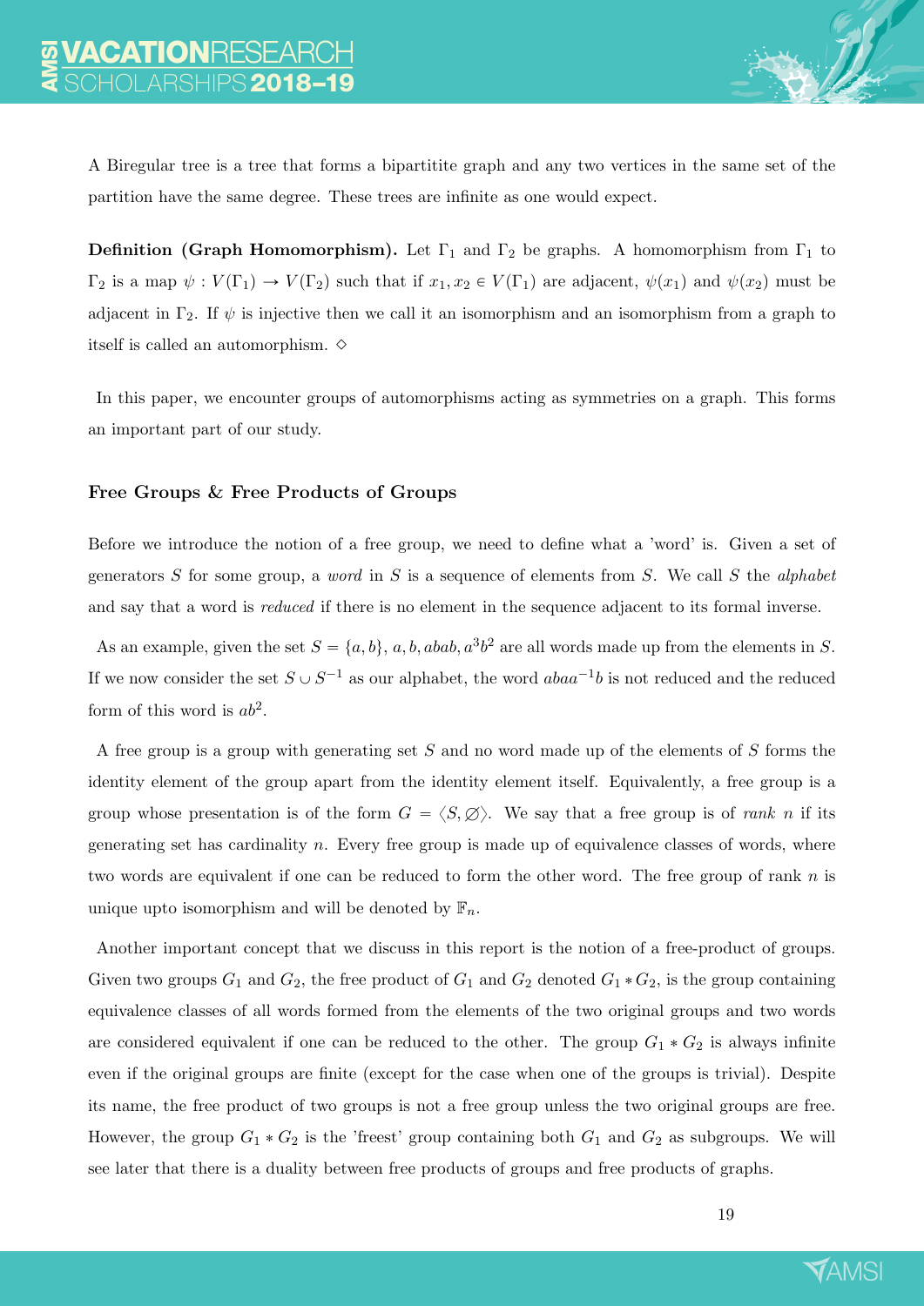A Biregular tree is a tree that forms a bipartitite graph and any two vertices in the same set of the partition have the same degree. These trees are infinite as one would expect.

**Definition (Graph Homomorphism).** Let $\Gamma_1$ and $\Gamma_2$ be graphs. A homomorphism from $\Gamma_1$ to $\Gamma_2$ is a map $\psi : V(\Gamma_1) \to V(\Gamma_2)$ such that if $x_1, x_2 \in V(\Gamma_1)$ are adjacent, $\psi(x_1)$ and $\psi(x_2)$ must be adjacent in $\Gamma_2$. If $\psi$ is injective then we call it an isomorphism and an isomorphism from a graph to itself is called an automorphism. $\diamond$

In this paper, we encounter groups of automorphisms acting as symmetries on a graph. This forms an important part of our study.

### Free Groups & Free Products of Groups

Before we introduce the notion of a free group, we need to define what a 'word' is. Given a set of generators $S$ for some group, a *word* in $S$ is a sequence of elements from $S$. We call $S$ the *alphabet* and say that a word is *reduced* if there is no element in the sequence adjacent to its formal inverse.

As an example, given the set $S = \{a, b\}$, $a, b, abab, a^3b^2$ are all words made up from the elements in $S$. If we now consider the set $S \cup S^{-1}$ as our alphabet, the word $abaa^{-1}b$ is not reduced and the reduced form of this word is $ab^2$.

A free group is a group with generating set $S$ and no word made up of the elements of $S$ forms the identity element of the group apart from the identity element itself. Equivalently, a free group is a group whose presentation is of the form $G = \langle S, \varnothing \rangle$. We say that a free group is of *rank* $n$ if its generating set has cardinality $n$. Every free group is made up of equivalence classes of words, where two words are equivalent if one can be reduced to form the other word. The free group of rank $n$ is unique upto isomorphism and will be denoted by $\mathbb{F}_n$.

Another important concept that we discuss in this report is the notion of a free-product of groups. Given two groups $G_1$ and $G_2$, the free product of $G_1$ and $G_2$ denoted $G_1 * G_2$, is the group containing equivalence classes of all words formed from the elements of the two original groups and two words are considered equivalent if one can be reduced to the other. The group $G_1 * G_2$ is always infinite even if the original groups are finite (except for the case when one of the groups is trivial). Despite its name, the free product of two groups is not a free group unless the two original groups are free. However, the group $G_1 * G_2$ is the 'freest' group containing both $G_1$ and $G_2$ as subgroups. We will see later that there is a duality between free products of groups and free products of graphs.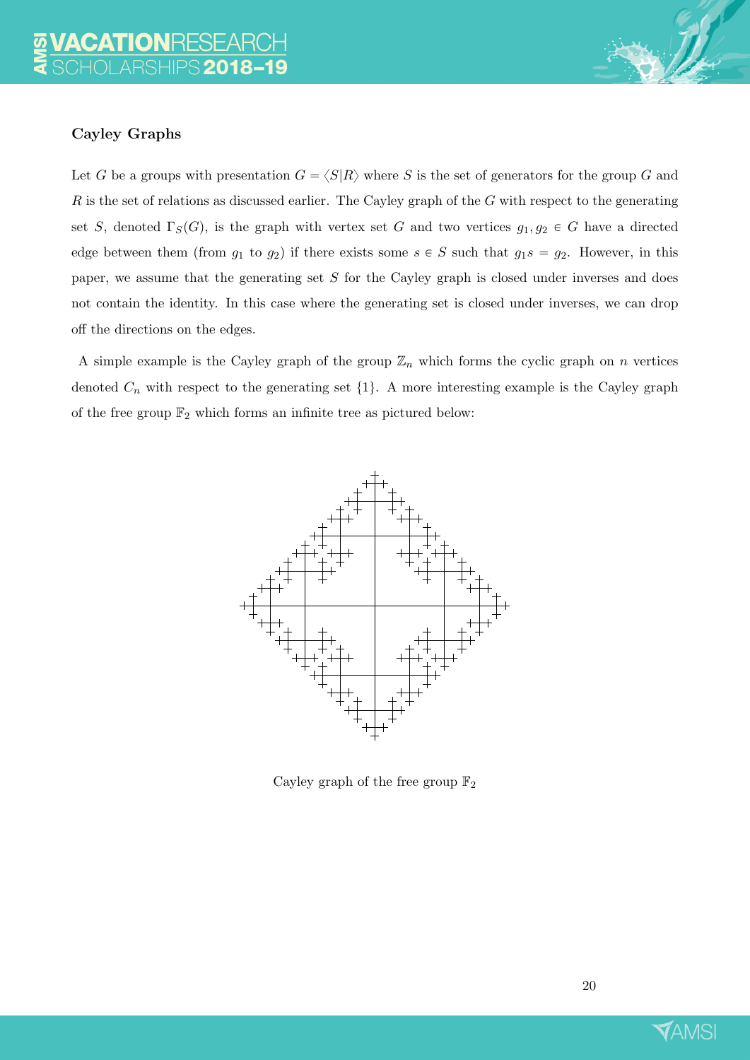### Cayley Graphs

Let $G$ be a groups with presentation $G = \langle S|R \rangle$ where $S$ is the set of generators for the group $G$ and $R$ is the set of relations as discussed earlier. The Cayley graph of the $G$ with respect to the generating set $S$, denoted $\Gamma_S(G)$, is the graph with vertex set $G$ and two vertices $g_1, g_2 \in G$ have a directed edge between them (from $g_1$ to $g_2$) if there exists some $s \in S$ such that $g_1 s = g_2$. However, in this paper, we assume that the generating set $S$ for the Cayley graph is closed under inverses and does not contain the identity. In this case where the generating set is closed under inverses, we can drop off the directions on the edges.

A simple example is the Cayley graph of the group $\mathbb{Z}_n$ which forms the cyclic graph on $n$ vertices denoted $C_n$ with respect to the generating set $\{1\}$. A more interesting example is the Cayley graph of the free group $\mathbb{F}_2$ which forms an infinite tree as pictured below:

Cayley graph of the free group $\mathbb{F}_2$